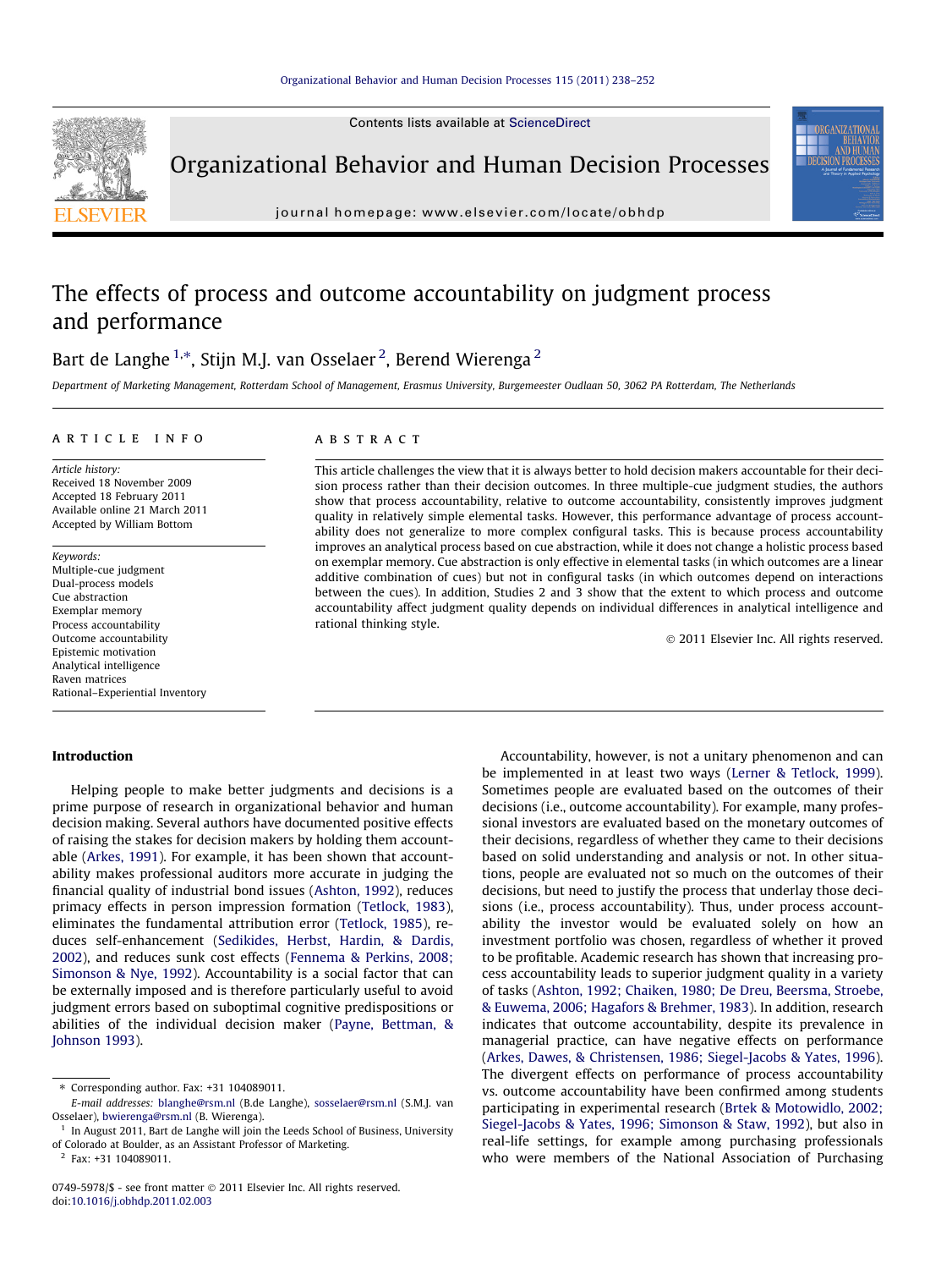# The effects of process and outcome accountability on judgment process and performance

Bart de Langhe [1,*], Stijn M.J. van Osselaer [2], Berend Wierenga [2]

*Department of Marketing Management, Rotterdam School of Management, Erasmus University, Burgemeester Oudlaan 50, 3062 PA Rotterdam, The Netherlands*

**ARTICLE INFO**

*Article history:*
Received 18 November 2009
Accepted 18 February 2011
Available online 21 March 2011
Accepted by William Bottom

*Keywords:*
Multiple-cue judgment
Dual-process models
Cue abstraction
Exemplar memory
Process accountability
Outcome accountability
Epistemic motivation
Analytical intelligence
Raven matrices
Rational–Experiential Inventory

**ABSTRACT**

This article challenges the view that it is always better to hold decision makers accountable for their decision process rather than their decision outcomes. In three multiple-cue judgment studies, the authors show that process accountability, relative to outcome accountability, consistently improves judgment quality in relatively simple elemental tasks. However, this performance advantage of process accountability does not generalize to more complex configural tasks. This is because process accountability improves an analytical process based on cue abstraction, while it does not change a holistic process based on exemplar memory. Cue abstraction is only effective in elemental tasks (in which outcomes are a linear additive combination of cues) but not in configural tasks (in which outcomes depend on interactions between the cues). In addition, Studies 2 and 3 show that the extent to which process and outcome accountability affect judgment quality depends on individual differences in analytical intelligence and rational thinking style.

© 2011 Elsevier Inc. All rights reserved.

## Introduction

Helping people to make better judgments and decisions is a prime purpose of research in organizational behavior and human decision making. Several authors have documented positive effects of raising the stakes for decision makers by holding them accountable (Arkes, 1991). For example, it has been shown that accountability makes professional auditors more accurate in judging the financial quality of industrial bond issues (Ashton, 1992), reduces primacy effects in person impression formation (Tetlock, 1983), eliminates the fundamental attribution error (Tetlock, 1985), reduces self-enhancement (Sedikides, Herbst, Hardin, & Dardis, 2002), and reduces sunk cost effects (Fennema & Perkins, 2008; Simonson & Nye, 1992). Accountability is a social factor that can be externally imposed and is therefore particularly useful to avoid judgment errors based on suboptimal cognitive predispositions or abilities of the individual decision maker (Payne, Bettman, & Johnson 1993).

Accountability, however, is not a unitary phenomenon and can be implemented in at least two ways (Lerner & Tetlock, 1999). Sometimes people are evaluated based on the outcomes of their decisions (i.e., outcome accountability). For example, many professional investors are evaluated based on the monetary outcomes of their decisions, regardless of whether they came to their decisions based on solid understanding and analysis or not. In other situations, people are evaluated not so much on the outcomes of their decisions, but need to justify the process that underlay those decisions (i.e., process accountability). Thus, under process accountability the investor would be evaluated solely on how an investment portfolio was chosen, regardless of whether it proved to be profitable. Academic research has shown that increasing process accountability leads to superior judgment quality in a variety of tasks (Ashton, 1992; Chaiken, 1980; De Dreu, Beersma, Stroebe, & Euwema, 2006; Hagafors & Brehmer, 1983). In addition, research indicates that outcome accountability, despite its prevalence in managerial practice, can have negative effects on performance (Arkes, Dawes, & Christensen, 1986; Siegel-Jacobs & Yates, 1996). The divergent effects on performance of process accountability vs. outcome accountability have been confirmed among students participating in experimental research (Brtek & Motowidlo, 2002; Siegel-Jacobs & Yates, 1996; Simonson & Staw, 1992), but also in real-life settings, for example among purchasing professionals who were members of the National Association of Purchasing

---

* Corresponding author. Fax: +31 104089011.
E-mail addresses: blanghe@rsm.nl (B.de Langhe), sosselaer@rsm.nl (S.M.J. van Osselaer), bwierenga@rsm.nl (B. Wierenga).
[1] In August 2011, Bart de Langhe will join the Leeds School of Business, University of Colorado at Boulder, as an Assistant Professor of Marketing.
[2] Fax: +31 104089011.

0749-5978/$ - see front matter © 2011 Elsevier Inc. All rights reserved.
doi:10.1016/j.obhdp.2011.02.003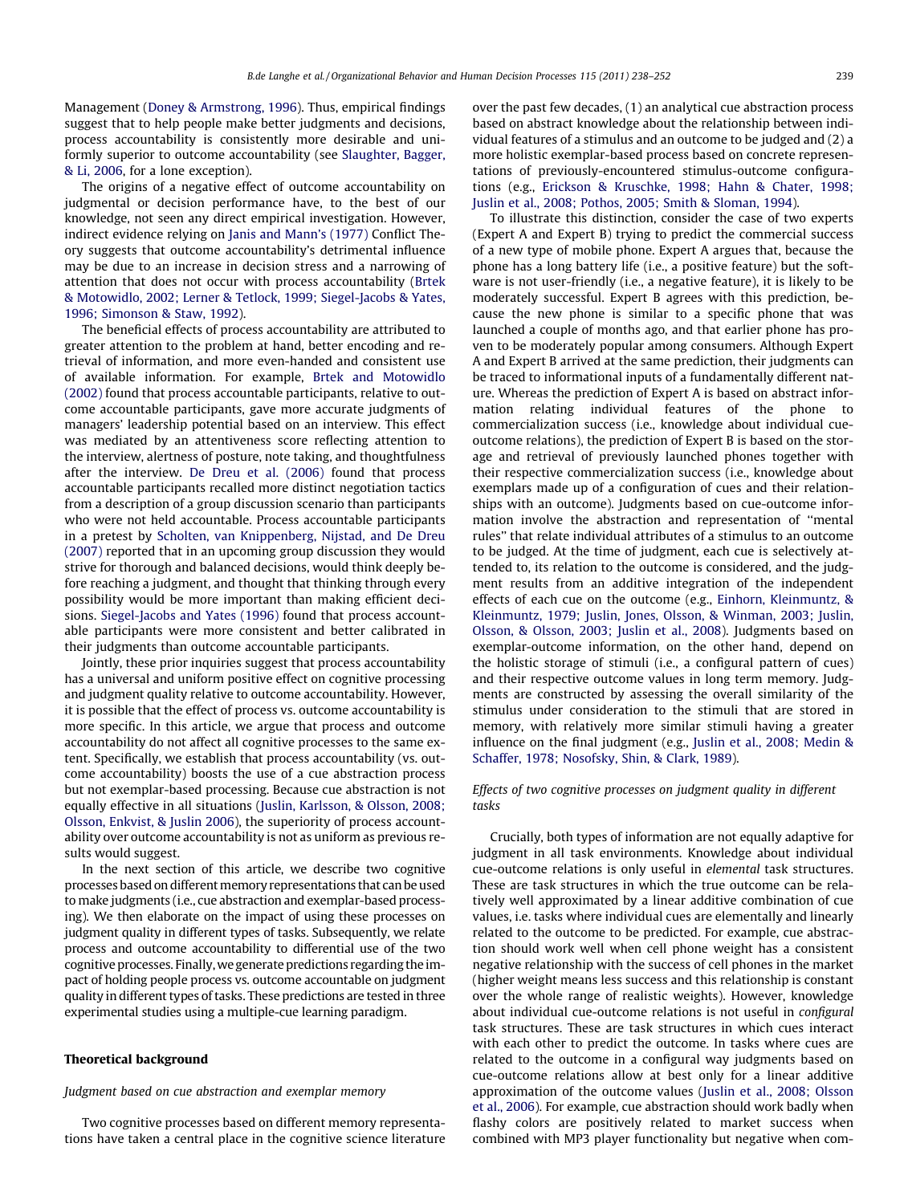Management (Doney & Armstrong, 1996). Thus, empirical findings suggest that to help people make better judgments and decisions, process accountability is consistently more desirable and uniformly superior to outcome accountability (see Slaughter, Bagger, & Li, 2006, for a lone exception).

The origins of a negative effect of outcome accountability on judgmental or decision performance have, to the best of our knowledge, not seen any direct empirical investigation. However, indirect evidence relying on Janis and Mann's (1977) Conflict Theory suggests that outcome accountability's detrimental influence may be due to an increase in decision stress and a narrowing of attention that does not occur with process accountability (Brtek & Motowidlo, 2002; Lerner & Tetlock, 1999; Siegel-Jacobs & Yates, 1996; Simonson & Staw, 1992).

The beneficial effects of process accountability are attributed to greater attention to the problem at hand, better encoding and retrieval of information, and more even-handed and consistent use of available information. For example, Brtek and Motowidlo (2002) found that process accountable participants, relative to outcome accountable participants, gave more accurate judgments of managers' leadership potential based on an interview. This effect was mediated by an attentiveness score reflecting attention to the interview, alertness of posture, note taking, and thoughtfulness after the interview. De Dreu et al. (2006) found that process accountable participants recalled more distinct negotiation tactics from a description of a group discussion scenario than participants who were not held accountable. Process accountable participants in a pretest by Scholten, van Knippenberg, Nijstad, and De Dreu (2007) reported that in an upcoming group discussion they would strive for thorough and balanced decisions, would think deeply before reaching a judgment, and thought that thinking through every possibility would be more important than making efficient decisions. Siegel-Jacobs and Yates (1996) found that process accountable participants were more consistent and better calibrated in their judgments than outcome accountable participants.

Jointly, these prior inquiries suggest that process accountability has a universal and uniform positive effect on cognitive processing and judgment quality relative to outcome accountability. However, it is possible that the effect of process vs. outcome accountability is more specific. In this article, we argue that process and outcome accountability do not affect all cognitive processes to the same extent. Specifically, we establish that process accountability (vs. outcome accountability) boosts the use of a cue abstraction process but not exemplar-based processing. Because cue abstraction is not equally effective in all situations (Juslin, Karlsson, & Olsson, 2008; Olsson, Enkvist, & Juslin 2006), the superiority of process accountability over outcome accountability is not as uniform as previous results would suggest.

In the next section of this article, we describe two cognitive processes based on different memory representations that can be used to make judgments (i.e., cue abstraction and exemplar-based processing). We then elaborate on the impact of using these processes on judgment quality in different types of tasks. Subsequently, we relate process and outcome accountability to differential use of the two cognitive processes. Finally, we generate predictions regarding the impact of holding people process vs. outcome accountable on judgment quality in different types of tasks. These predictions are tested in three experimental studies using a multiple-cue learning paradigm.

## Theoretical background

### Judgment based on cue abstraction and exemplar memory

Two cognitive processes based on different memory representations have taken a central place in the cognitive science literature over the past few decades, (1) an analytical cue abstraction process based on abstract knowledge about the relationship between individual features of a stimulus and an outcome to be judged and (2) a more holistic exemplar-based process based on concrete representations of previously-encountered stimulus-outcome configurations (e.g., Erickson & Kruschke, 1998; Hahn & Chater, 1998; Juslin et al., 2008; Pothos, 2005; Smith & Sloman, 1994).

To illustrate this distinction, consider the case of two experts (Expert A and Expert B) trying to predict the commercial success of a new type of mobile phone. Expert A argues that, because the phone has a long battery life (i.e., a positive feature) but the software is not user-friendly (i.e., a negative feature), it is likely to be moderately successful. Expert B agrees with this prediction, because the new phone is similar to a specific phone that was launched a couple of months ago, and that earlier phone has proven to be moderately popular among consumers. Although Expert A and Expert B arrived at the same prediction, their judgments can be traced to informational inputs of a fundamentally different nature. Whereas the prediction of Expert A is based on abstract information relating individual features of the phone to commercialization success (i.e., knowledge about individual cue-outcome relations), the prediction of Expert B is based on the storage and retrieval of previously launched phones together with their respective commercialization success (i.e., knowledge about exemplars made up of a configuration of cues and their relationships with an outcome). Judgments based on cue-outcome information involve the abstraction and representation of "mental rules" that relate individual attributes of a stimulus to an outcome to be judged. At the time of judgment, each cue is selectively attended to, its relation to the outcome is considered, and the judgment results from an additive integration of the independent effects of each cue on the outcome (e.g., Einhorn, Kleinmuntz, & Kleinmuntz, 1979; Juslin, Jones, Olsson, & Winman, 2003; Juslin, Olsson, & Olsson, 2003; Juslin et al., 2008). Judgments based on exemplar-outcome information, on the other hand, depend on the holistic storage of stimuli (i.e., a configural pattern of cues) and their respective outcome values in long term memory. Judgments are constructed by assessing the overall similarity of the stimulus under consideration to the stimuli that are stored in memory, with relatively more similar stimuli having a greater influence on the final judgment (e.g., Juslin et al., 2008; Medin & Schaffer, 1978; Nosofsky, Shin, & Clark, 1989).

### Effects of two cognitive processes on judgment quality in different tasks

Crucially, both types of information are not equally adaptive for judgment in all task environments. Knowledge about individual cue-outcome relations is only useful in *elemental* task structures. These are task structures in which the true outcome can be relatively well approximated by a linear additive combination of cue values, i.e. tasks where individual cues are elementally and linearly related to the outcome to be predicted. For example, cue abstraction should work well when cell phone weight has a consistent negative relationship with the success of cell phones in the market (higher weight means less success and this relationship is constant over the whole range of realistic weights). However, knowledge about individual cue-outcome relations is not useful in *configural* task structures. These are task structures in which cues interact with each other to predict the outcome. In tasks where cues are related to the outcome in a configural way judgments based on cue-outcome relations allow at best only for a linear additive approximation of the outcome values (Juslin et al., 2008; Olsson et al., 2006). For example, cue abstraction should work badly when flashy colors are positively related to market success when combined with MP3 player functionality but negative when com-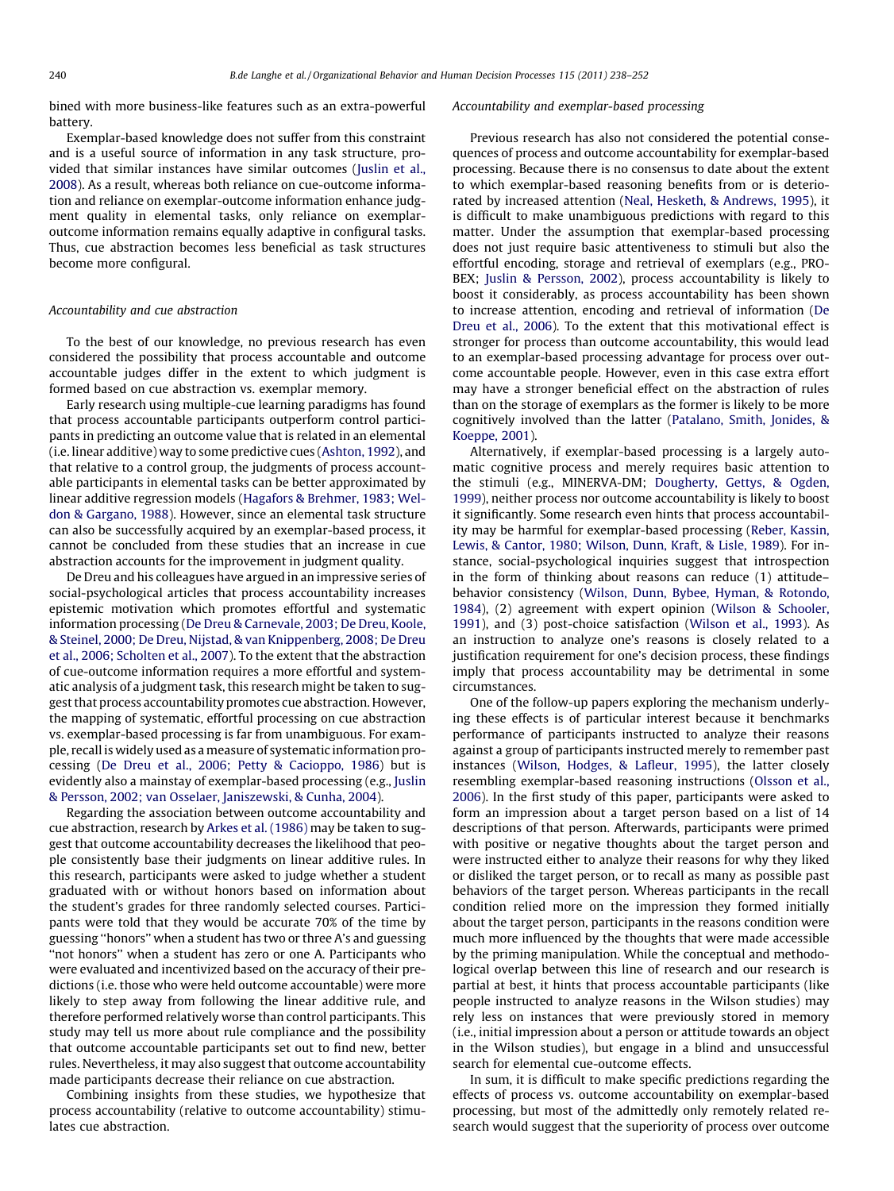bined with more business-like features such as an extra-powerful battery.

Exemplar-based knowledge does not suffer from this constraint and is a useful source of information in any task structure, provided that similar instances have similar outcomes (Juslin et al., 2008). As a result, whereas both reliance on cue-outcome information and reliance on exemplar-outcome information enhance judgment quality in elemental tasks, only reliance on exemplar-outcome information remains equally adaptive in configural tasks. Thus, cue abstraction becomes less beneficial as task structures become more configural.

### Accountability and cue abstraction

To the best of our knowledge, no previous research has even considered the possibility that process accountable and outcome accountable judges differ in the extent to which judgment is formed based on cue abstraction vs. exemplar memory.

Early research using multiple-cue learning paradigms has found that process accountable participants outperform control participants in predicting an outcome value that is related in an elemental (i.e. linear additive) way to some predictive cues (Ashton, 1992), and that relative to a control group, the judgments of process accountable participants in elemental tasks can be better approximated by linear additive regression models (Hagafors & Brehmer, 1983; Weldon & Gargano, 1988). However, since an elemental task structure can also be successfully acquired by an exemplar-based process, it cannot be concluded from these studies that an increase in cue abstraction accounts for the improvement in judgment quality.

De Dreu and his colleagues have argued in an impressive series of social-psychological articles that process accountability increases epistemic motivation which promotes effortful and systematic information processing (De Dreu & Carnevale, 2003; De Dreu, Koole, & Steinel, 2000; De Dreu, Nijstad, & van Knippenberg, 2008; De Dreu et al., 2006; Scholten et al., 2007). To the extent that the abstraction of cue-outcome information requires a more effortful and systematic analysis of a judgment task, this research might be taken to suggest that process accountability promotes cue abstraction. However, the mapping of systematic, effortful processing on cue abstraction vs. exemplar-based processing is far from unambiguous. For example, recall is widely used as a measure of systematic information processing (De Dreu et al., 2006; Petty & Cacioppo, 1986) but is evidently also a mainstay of exemplar-based processing (e.g., Juslin & Persson, 2002; van Osselaer, Janiszewski, & Cunha, 2004).

Regarding the association between outcome accountability and cue abstraction, research by Arkes et al. (1986) may be taken to suggest that outcome accountability decreases the likelihood that people consistently base their judgments on linear additive rules. In this research, participants were asked to judge whether a student graduated with or without honors based on information about the student's grades for three randomly selected courses. Participants were told that they would be accurate 70% of the time by guessing "honors" when a student has two or three A's and guessing "not honors" when a student has zero or one A. Participants who were evaluated and incentivized based on the accuracy of their predictions (i.e. those who were held outcome accountable) were more likely to step away from following the linear additive rule, and therefore performed relatively worse than control participants. This study may tell us more about rule compliance and the possibility that outcome accountable participants set out to find new, better rules. Nevertheless, it may also suggest that outcome accountability made participants decrease their reliance on cue abstraction.

Combining insights from these studies, we hypothesize that process accountability (relative to outcome accountability) stimulates cue abstraction.

### Accountability and exemplar-based processing

Previous research has also not considered the potential consequences of process and outcome accountability for exemplar-based processing. Because there is no consensus to date about the extent to which exemplar-based reasoning benefits from or is deteriorated by increased attention (Neal, Hesketh, & Andrews, 1995), it is difficult to make unambiguous predictions with regard to this matter. Under the assumption that exemplar-based processing does not just require basic attentiveness to stimuli but also the effortful encoding, storage and retrieval of exemplars (e.g., PROBEX; Juslin & Persson, 2002), process accountability is likely to boost it considerably, as process accountability has been shown to increase attention, encoding and retrieval of information (De Dreu et al., 2006). To the extent that this motivational effect is stronger for process than outcome accountability, this would lead to an exemplar-based processing advantage for process over outcome accountable people. However, even in this case extra effort may have a stronger beneficial effect on the abstraction of rules than on the storage of exemplars as the former is likely to be more cognitively involved than the latter (Patalano, Smith, Jonides, & Koeppe, 2001).

Alternatively, if exemplar-based processing is a largely automatic cognitive process and merely requires basic attention to the stimuli (e.g., MINERVA-DM; Dougherty, Gettys, & Ogden, 1999), neither process nor outcome accountability is likely to boost it significantly. Some research even hints that process accountability may be harmful for exemplar-based processing (Reber, Kassin, Lewis, & Cantor, 1980; Wilson, Dunn, Kraft, & Lisle, 1989). For instance, social-psychological inquiries suggest that introspection in the form of thinking about reasons can reduce (1) attitude–behavior consistency (Wilson, Dunn, Bybee, Hyman, & Rotondo, 1984), (2) agreement with expert opinion (Wilson & Schooler, 1991), and (3) post-choice satisfaction (Wilson et al., 1993). As an instruction to analyze one's reasons is closely related to a justification requirement for one's decision process, these findings imply that process accountability may be detrimental in some circumstances.

One of the follow-up papers exploring the mechanism underlying these effects is of particular interest because it benchmarks performance of participants instructed to analyze their reasons against a group of participants instructed merely to remember past instances (Wilson, Hodges, & Lafleur, 1995), the latter closely resembling exemplar-based reasoning instructions (Olsson et al., 2006). In the first study of this paper, participants were asked to form an impression about a target person based on a list of 14 descriptions of that person. Afterwards, participants were primed with positive or negative thoughts about the target person and were instructed either to analyze their reasons for why they liked or disliked the target person, or to recall as many as possible past behaviors of the target person. Whereas participants in the recall condition relied more on the impression they formed initially about the target person, participants in the reasons condition were much more influenced by the thoughts that were made accessible by the priming manipulation. While the conceptual and methodological overlap between this line of research and our research is partial at best, it hints that process accountable participants (like people instructed to analyze reasons in the Wilson studies) may rely less on instances that were previously stored in memory (i.e., initial impression about a person or attitude towards an object in the Wilson studies), but engage in a blind and unsuccessful search for elemental cue-outcome effects.

In sum, it is difficult to make specific predictions regarding the effects of process vs. outcome accountability on exemplar-based processing, but most of the admittedly only remotely related research would suggest that the superiority of process over outcome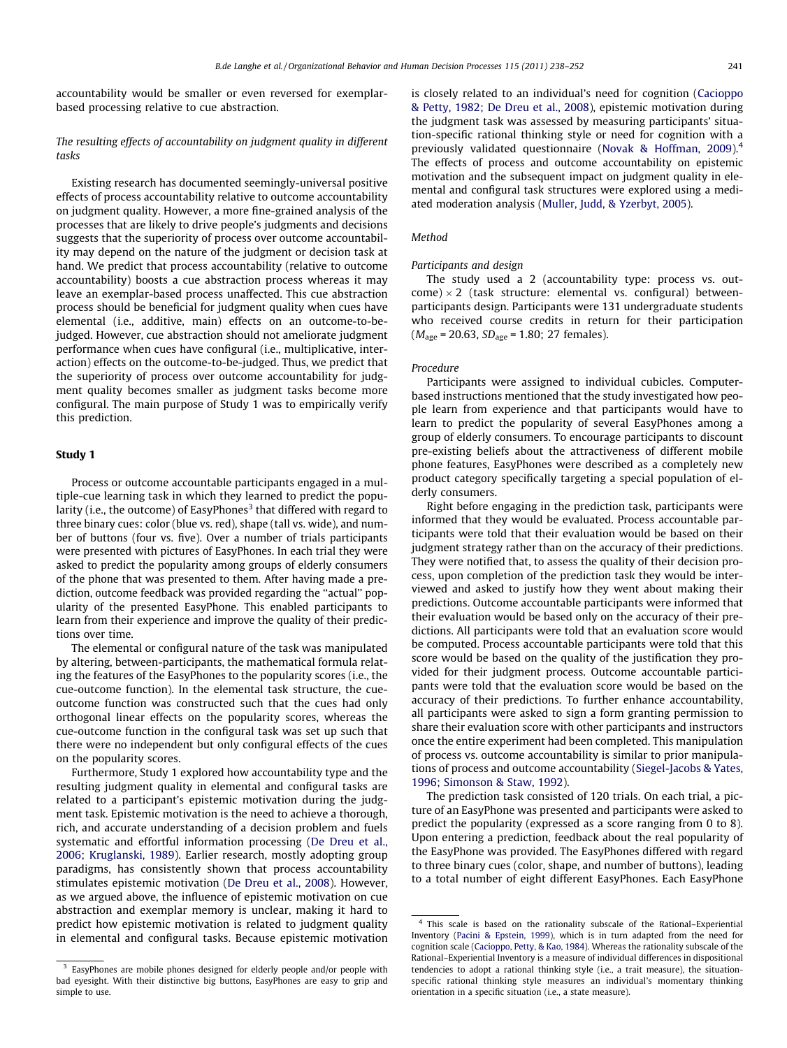accountability would be smaller or even reversed for exemplar-based processing relative to cue abstraction.

### The resulting effects of accountability on judgment quality in different tasks

Existing research has documented seemingly-universal positive effects of process accountability relative to outcome accountability on judgment quality. However, a more fine-grained analysis of the processes that are likely to drive people's judgments and decisions suggests that the superiority of process over outcome accountability may depend on the nature of the judgment or decision task at hand. We predict that process accountability (relative to outcome accountability) boosts a cue abstraction process whereas it may leave an exemplar-based process unaffected. This cue abstraction process should be beneficial for judgment quality when cues have elemental (i.e., additive, main) effects on an outcome-to-be-judged. However, cue abstraction should not ameliorate judgment performance when cues have configural (i.e., multiplicative, interaction) effects on the outcome-to-be-judged. Thus, we predict that the superiority of process over outcome accountability for judgment quality becomes smaller as judgment tasks become more configural. The main purpose of Study 1 was to empirically verify this prediction.

## Study 1

Process or outcome accountable participants engaged in a multiple-cue learning task in which they learned to predict the popularity (i.e., the outcome) of EasyPhones[3] that differed with regard to three binary cues: color (blue vs. red), shape (tall vs. wide), and number of buttons (four vs. five). Over a number of trials participants were presented with pictures of EasyPhones. In each trial they were asked to predict the popularity among groups of elderly consumers of the phone that was presented to them. After having made a prediction, outcome feedback was provided regarding the "actual" popularity of the presented EasyPhone. This enabled participants to learn from their experience and improve the quality of their predictions over time.

The elemental or configural nature of the task was manipulated by altering, between-participants, the mathematical formula relating the features of the EasyPhones to the popularity scores (i.e., the cue-outcome function). In the elemental task structure, the cue-outcome function was constructed such that the cues had only orthogonal linear effects on the popularity scores, whereas the cue-outcome function in the configural task was set up such that there were no independent but only configural effects of the cues on the popularity scores.

Furthermore, Study 1 explored how accountability type and the resulting judgment quality in elemental and configural tasks are related to a participant's epistemic motivation during the judgment task. Epistemic motivation is the need to achieve a thorough, rich, and accurate understanding of a decision problem and fuels systematic and effortful information processing (De Dreu et al., 2006; Kruglanski, 1989). Earlier research, mostly adopting group paradigms, has consistently shown that process accountability stimulates epistemic motivation (De Dreu et al., 2008). However, as we argued above, the influence of epistemic motivation on cue abstraction and exemplar memory is unclear, making it hard to predict how epistemic motivation is related to judgment quality in elemental and configural tasks. Because epistemic motivation is closely related to an individual's need for cognition (Cacioppo & Petty, 1982; De Dreu et al., 2008), epistemic motivation during the judgment task was assessed by measuring participants' situation-specific rational thinking style or need for cognition with a previously validated questionnaire (Novak & Hoffman, 2009).[4] The effects of process and outcome accountability on epistemic motivation and the subsequent impact on judgment quality in elemental and configural task structures were explored using a mediated moderation analysis (Muller, Judd, & Yzerbyt, 2005).

### Method

#### Participants and design

The study used a 2 (accountability type: process vs. outcome) × 2 (task structure: elemental vs. configural) between-participants design. Participants were 131 undergraduate students who received course credits in return for their participation ($M_{age}$ = 20.63, $SD_{age}$ = 1.80; 27 females).

#### Procedure

Participants were assigned to individual cubicles. Computer-based instructions mentioned that the study investigated how people learn from experience and that participants would have to learn to predict the popularity of several EasyPhones among a group of elderly consumers. To encourage participants to discount pre-existing beliefs about the attractiveness of different mobile phone features, EasyPhones were described as a completely new product category specifically targeting a special population of elderly consumers.

Right before engaging in the prediction task, participants were informed that they would be evaluated. Process accountable participants were told that their evaluation would be based on their judgment strategy rather than on the accuracy of their predictions. They were notified that, to assess the quality of their decision process, upon completion of the prediction task they would be interviewed and asked to justify how they went about making their predictions. Outcome accountable participants were informed that their evaluation would be based only on the accuracy of their predictions. All participants were told that an evaluation score would be computed. Process accountable participants were told that this score would be based on the quality of the justification they provided for their judgment process. Outcome accountable participants were told that the evaluation score would be based on the accuracy of their predictions. To further enhance accountability, all participants were asked to sign a form granting permission to share their evaluation score with other participants and instructors once the entire experiment had been completed. This manipulation of process vs. outcome accountability is similar to prior manipulations of process and outcome accountability (Siegel-Jacobs & Yates, 1996; Simonson & Staw, 1992).

The prediction task consisted of 120 trials. On each trial, a picture of an EasyPhone was presented and participants were asked to predict the popularity (expressed as a score ranging from 0 to 8). Upon entering a prediction, feedback about the real popularity of the EasyPhone was provided. The EasyPhones differed with regard to three binary cues (color, shape, and number of buttons), leading to a total number of eight different EasyPhones. Each EasyPhone

---

[3] EasyPhones are mobile phones designed for elderly people and/or people with bad eyesight. With their distinctive big buttons, EasyPhones are easy to grip and simple to use.

[4] This scale is based on the rationality subscale of the Rational–Experiential Inventory (Pacini & Epstein, 1999), which is in turn adapted from the need for cognition scale (Cacioppo, Petty, & Kao, 1984). Whereas the rationality subscale of the Rational–Experiential Inventory is a measure of individual differences in dispositional tendencies to adopt a rational thinking style (i.e., a trait measure), the situation-specific rational thinking style measures an individual's momentary thinking orientation in a specific situation (i.e., a state measure).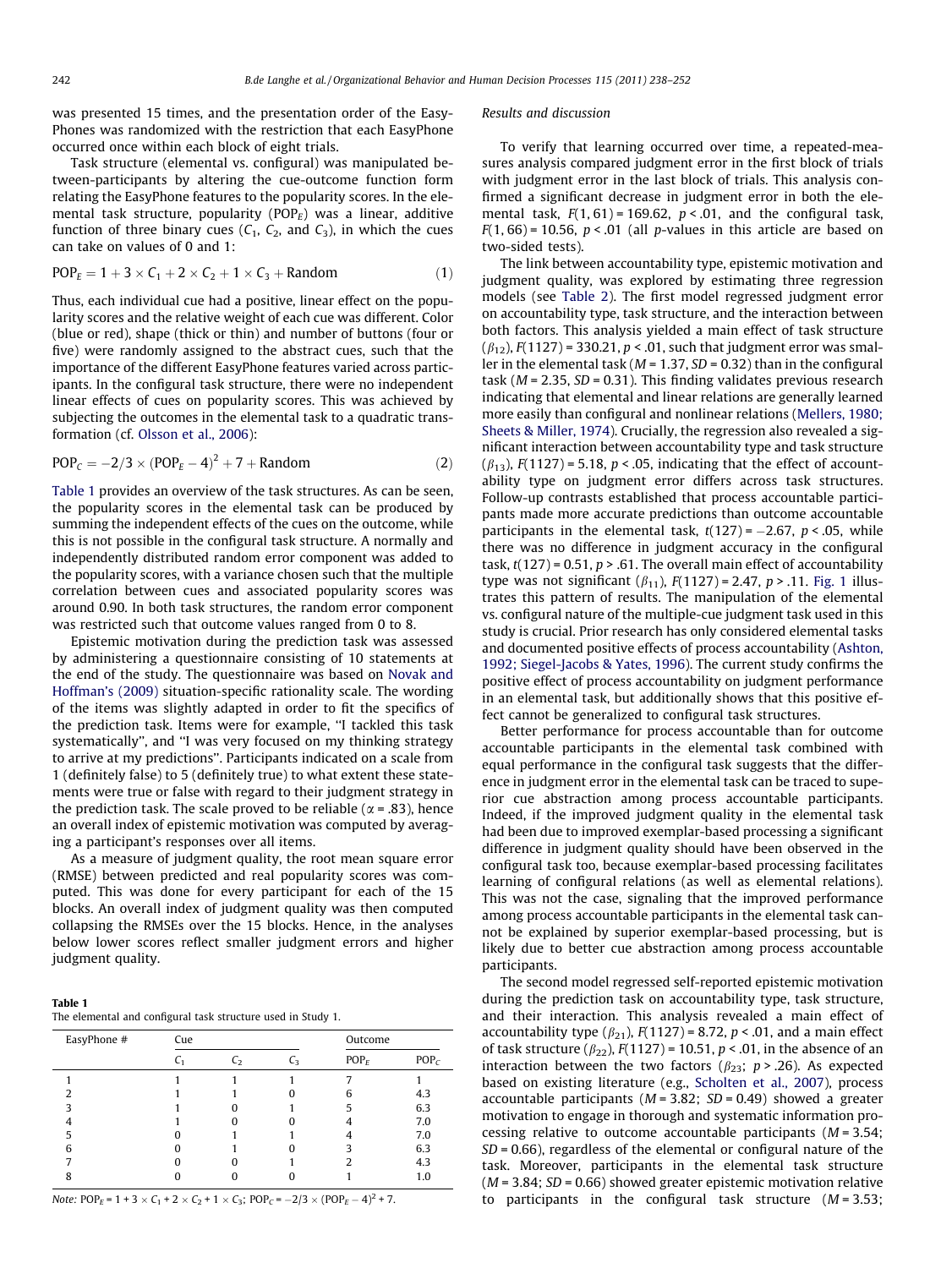was presented 15 times, and the presentation order of the EasyPhones was randomized with the restriction that each EasyPhone occurred once within each block of eight trials.

Task structure (elemental vs. configural) was manipulated between-participants by altering the cue-outcome function form relating the EasyPhone features to the popularity scores. In the elemental task structure, popularity ($POP_E$) was a linear, additive function of three binary cues ($C_1$, $C_2$, and $C_3$), in which the cues can take on values of 0 and 1:

$$POP_E = 1 + 3 \times C_1 + 2 \times C_2 + 1 \times C_3 + \text{Random} \quad (1)$$

Thus, each individual cue had a positive, linear effect on the popularity scores and the relative weight of each cue was different. Color (blue or red), shape (thick or thin) and number of buttons (four or five) were randomly assigned to the abstract cues, such that the importance of the different EasyPhone features varied across participants. In the configural task structure, there were no independent linear effects of cues on popularity scores. This was achieved by subjecting the outcomes in the elemental task to a quadratic transformation (cf. Olsson et al., 2006):

$$POP_C = -2/3 \times (POP_E - 4)^2 + 7 + \text{Random} \quad (2)$$

Table 1 provides an overview of the task structures. As can be seen, the popularity scores in the elemental task can be produced by summing the independent effects of the cues on the outcome, while this is not possible in the configural task structure. A normally and independently distributed random error component was added to the popularity scores, with a variance chosen such that the multiple correlation between cues and associated popularity scores was around 0.90. In both task structures, the random error component was restricted such that outcome values ranged from 0 to 8.

Epistemic motivation during the prediction task was assessed by administering a questionnaire consisting of 10 statements at the end of the study. The questionnaire was based on Novak and Hoffman's (2009) situation-specific rationality scale. The wording of the items was slightly adapted in order to fit the specifics of the prediction task. Items were for example, "I tackled this task systematically", and "I was very focused on my thinking strategy to arrive at my predictions". Participants indicated on a scale from 1 (definitely false) to 5 (definitely true) to what extent these statements were true or false with regard to their judgment strategy in the prediction task. The scale proved to be reliable ($\alpha = .83$), hence an overall index of epistemic motivation was computed by averaging a participant's responses over all items.

As a measure of judgment quality, the root mean square error (RMSE) between predicted and real popularity scores was computed. This was done for every participant for each of the 15 blocks. An overall index of judgment quality was then computed collapsing the RMSEs over the 15 blocks. Hence, in the analyses below lower scores reflect smaller judgment errors and higher judgment quality.

**Table 1**
The elemental and configural task structure used in Study 1.

| EasyPhone # | Cue | | | Outcome | |
|---|---|---|---|---|---|
| | $C_1$ | $C_2$ | $C_3$ | $POP_E$ | $POP_C$ |
| 1 | 1 | 1 | 1 | 7 | 1 |
| 2 | 1 | 1 | 0 | 6 | 4.3 |
| 3 | 1 | 0 | 1 | 5 | 6.3 |
| 4 | 1 | 0 | 0 | 4 | 7.0 |
| 5 | 0 | 1 | 1 | 4 | 7.0 |
| 6 | 0 | 1 | 0 | 3 | 6.3 |
| 7 | 0 | 0 | 1 | 2 | 4.3 |
| 8 | 0 | 0 | 0 | 1 | 1.0 |

*Note:* $POP_E = 1 + 3 \times C_1 + 2 \times C_2 + 1 \times C_3$; $POP_C = -2/3 \times (POP_E - 4)^2 + 7$.

### Results and discussion

To verify that learning occurred over time, a repeated-measures analysis compared judgment error in the first block of trials with judgment error in the last block of trials. This analysis confirmed a significant decrease in judgment error in both the elemental task, $F(1, 61) = 169.62$, $p < .01$, and the configural task, $F(1, 66) = 10.56$, $p < .01$ (all $p$-values in this article are based on two-sided tests).

The link between accountability type, epistemic motivation and judgment quality, was explored by estimating three regression models (see Table 2). The first model regressed judgment error on accountability type, task structure, and the interaction between both factors. This analysis yielded a main effect of task structure ($\beta_{12}$), $F(1127) = 330.21$, $p < .01$, such that judgment error was smaller in the elemental task ($M = 1.37$, $SD = 0.32$) than in the configural task ($M = 2.35$, $SD = 0.31$). This finding validates previous research indicating that elemental and linear relations are generally learned more easily than configural and nonlinear relations (Mellers, 1980; Sheets & Miller, 1974). Crucially, the regression also revealed a significant interaction between accountability type and task structure ($\beta_{13}$), $F(1127) = 5.18$, $p < .05$, indicating that the effect of accountability type on judgment error differs across task structures. Follow-up contrasts established that process accountable participants made more accurate predictions than outcome accountable participants in the elemental task, $t(127) = -2.67$, $p < .05$, while there was no difference in judgment accuracy in the configural task, $t(127) = 0.51$, $p > .61$. The overall main effect of accountability type was not significant ($\beta_{11}$), $F(1127) = 2.47$, $p > .11$. Fig. 1 illustrates this pattern of results. The manipulation of the elemental vs. configural nature of the multiple-cue judgment task used in this study is crucial. Prior research has only considered elemental tasks and documented positive effects of process accountability (Ashton, 1992; Siegel-Jacobs & Yates, 1996). The current study confirms the positive effect of process accountability on judgment performance in an elemental task, but additionally shows that this positive effect cannot be generalized to configural task structures.

Better performance for process accountable than for outcome accountable participants in the elemental task combined with equal performance in the configural task suggests that the difference in judgment error in the elemental task can be traced to superior cue abstraction among process accountable participants. Indeed, if the improved judgment quality in the elemental task had been due to improved exemplar-based processing a significant difference in judgment quality should have been observed in the configural task too, because exemplar-based processing facilitates learning of configural relations (as well as elemental relations). This was not the case, signaling that the improved performance among process accountable participants in the elemental task cannot be explained by superior exemplar-based processing, but is likely due to better cue abstraction among process accountable participants.

The second model regressed self-reported epistemic motivation during the prediction task on accountability type, task structure, and their interaction. This analysis revealed a main effect of accountability type ($\beta_{21}$), $F(1127) = 8.72$, $p < .01$, and a main effect of task structure ($\beta_{22}$), $F(1127) = 10.51$, $p < .01$, in the absence of an interaction between the two factors ($\beta_{23}$; $p > .26$). As expected based on existing literature (e.g., Scholten et al., 2007), process accountable participants ($M = 3.82$; $SD = 0.49$) showed a greater motivation to engage in thorough and systematic information processing relative to outcome accountable participants ($M = 3.54$; $SD = 0.66$), regardless of the elemental or configural nature of the task. Moreover, participants in the elemental task structure ($M = 3.84$; $SD = 0.66$) showed greater epistemic motivation relative to participants in the configural task structure ($M = 3.53$;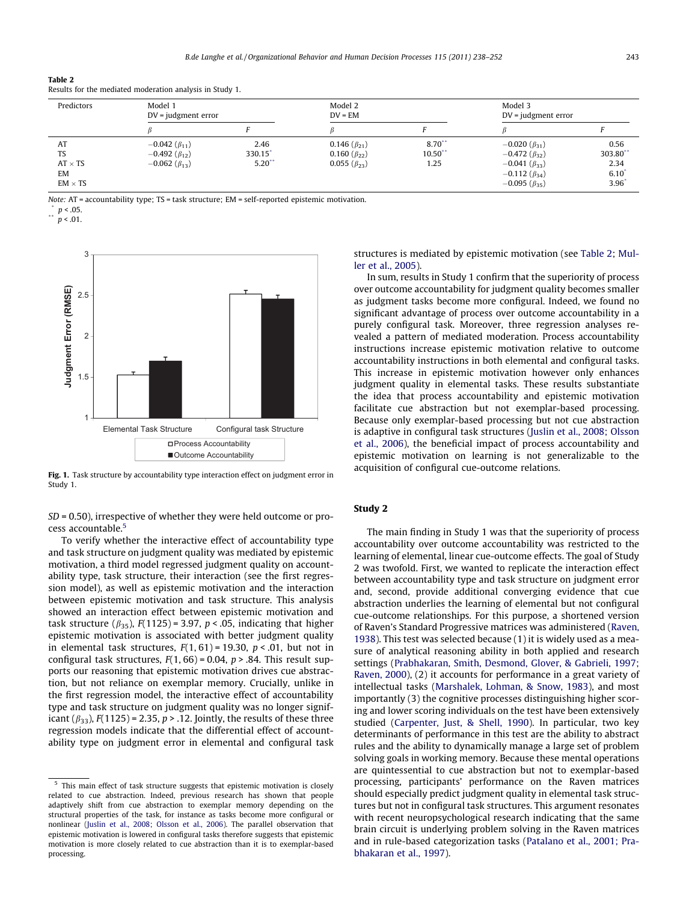**Table 2**
Results for the mediated moderation analysis in Study 1.

| Predictors | Model 1 DV = judgment error | | Model 2 DV = EM | | Model 3 DV = judgment error | |
|---|---|---|---|---|---|---|
| | $\beta$ | $F$ | $\beta$ | $F$ | $\beta$ | $F$ |
| AT | −0.042 ($\beta_{11}$) | 2.46 | 0.146 ($\beta_{21}$) | 8.70** | −0.020 ($\beta_{31}$) | 0.56 |
| TS | −0.492 ($\beta_{12}$) | 330.15* | 0.160 ($\beta_{22}$) | 10.50** | −0.472 ($\beta_{32}$) | 303.80** |
| AT × TS | −0.062 ($\beta_{13}$) | 5.20** | 0.055 ($\beta_{23}$) | 1.25 | −0.041 ($\beta_{33}$) | 2.34 |
| EM | | | | | −0.112 ($\beta_{34}$) | 6.10* |
| EM × TS | | | | | −0.095 ($\beta_{35}$) | 3.96* |

*Note:* AT = accountability type; TS = task structure; EM = self-reported epistemic motivation.
\* $p < .05$.
\*\* $p < .01$.

**Fig. 1.** Task structure by accountability type interaction effect on judgment error in Study 1.

$SD$ = 0.50), irrespective of whether they were held outcome or process accountable.[5]

To verify whether the interactive effect of accountability type and task structure on judgment quality was mediated by epistemic motivation, a third model regressed judgment quality on accountability type, task structure, their interaction (see the first regression model), as well as epistemic motivation and the interaction between epistemic motivation and task structure. This analysis showed an interaction effect between epistemic motivation and task structure ($\beta_{35}$), $F(1125) = 3.97$, $p < .05$, indicating that higher epistemic motivation is associated with better judgment quality in elemental task structures, $F(1, 61) = 19.30$, $p < .01$, but not in configural task structures, $F(1, 66) = 0.04$, $p > .84$. This result supports our reasoning that epistemic motivation drives cue abstraction, but not reliance on exemplar memory. Crucially, unlike in the first regression model, the interactive effect of accountability type and task structure on judgment quality was no longer significant ($\beta_{33}$), $F(1125) = 2.35$, $p > .12$. Jointly, the results of these three regression models indicate that the differential effect of accountability type on judgment error in elemental and configural task structures is mediated by epistemic motivation (see Table 2; Muller et al., 2005).

In sum, results in Study 1 confirm that the superiority of process over outcome accountability for judgment quality becomes smaller as judgment tasks become more configural. Indeed, we found no significant advantage of process over outcome accountability in a purely configural task. Moreover, three regression analyses revealed a pattern of mediated moderation. Process accountability instructions increase epistemic motivation relative to outcome accountability instructions in both elemental and configural tasks. This increase in epistemic motivation however only enhances judgment quality in elemental tasks. These results substantiate the idea that process accountability and epistemic motivation facilitate cue abstraction but not exemplar-based processing. Because only exemplar-based processing but not cue abstraction is adaptive in configural task structures (Juslin et al., 2008; Olsson et al., 2006), the beneficial impact of process accountability and epistemic motivation on learning is not generalizable to the acquisition of configural cue-outcome relations.

## Study 2

The main finding in Study 1 was that the superiority of process accountability over outcome accountability was restricted to the learning of elemental, linear cue-outcome effects. The goal of Study 2 was twofold. First, we wanted to replicate the interaction effect between accountability type and task structure on judgment error and, second, provide additional converging evidence that cue abstraction underlies the learning of elemental but not configural cue-outcome relationships. For this purpose, a shortened version of Raven's Standard Progressive matrices was administered (Raven, 1938). This test was selected because (1) it is widely used as a measure of analytical reasoning ability in both applied and research settings (Prabhakaran, Smith, Desmond, Glover, & Gabrieli, 1997; Raven, 2000), (2) it accounts for performance in a great variety of intellectual tasks (Marshalek, Lohman, & Snow, 1983), and most importantly (3) the cognitive processes distinguishing higher scoring and lower scoring individuals on the test have been extensively studied (Carpenter, Just, & Shell, 1990). In particular, two key determinants of performance in this test are the ability to abstract rules and the ability to dynamically manage a large set of problem solving goals in working memory. Because these mental operations are quintessential to cue abstraction but not to exemplar-based processing, participants' performance on the Raven matrices should especially predict judgment quality in elemental task structures but not in configural task structures. This argument resonates with recent neuropsychological research indicating that the same brain circuit is underlying problem solving in the Raven matrices and in rule-based categorization tasks (Patalano et al., 2001; Prabhakaran et al., 1997).

[5] This main effect of task structure suggests that epistemic motivation is closely related to cue abstraction. Indeed, previous research has shown that people adaptively shift from cue abstraction to exemplar memory depending on the structural properties of the task, for instance as tasks become more configural or nonlinear (Juslin et al., 2008; Olsson et al., 2006). The parallel observation that epistemic motivation is lowered in configural tasks therefore suggests that epistemic motivation is more closely related to cue abstraction than it is to exemplar-based processing.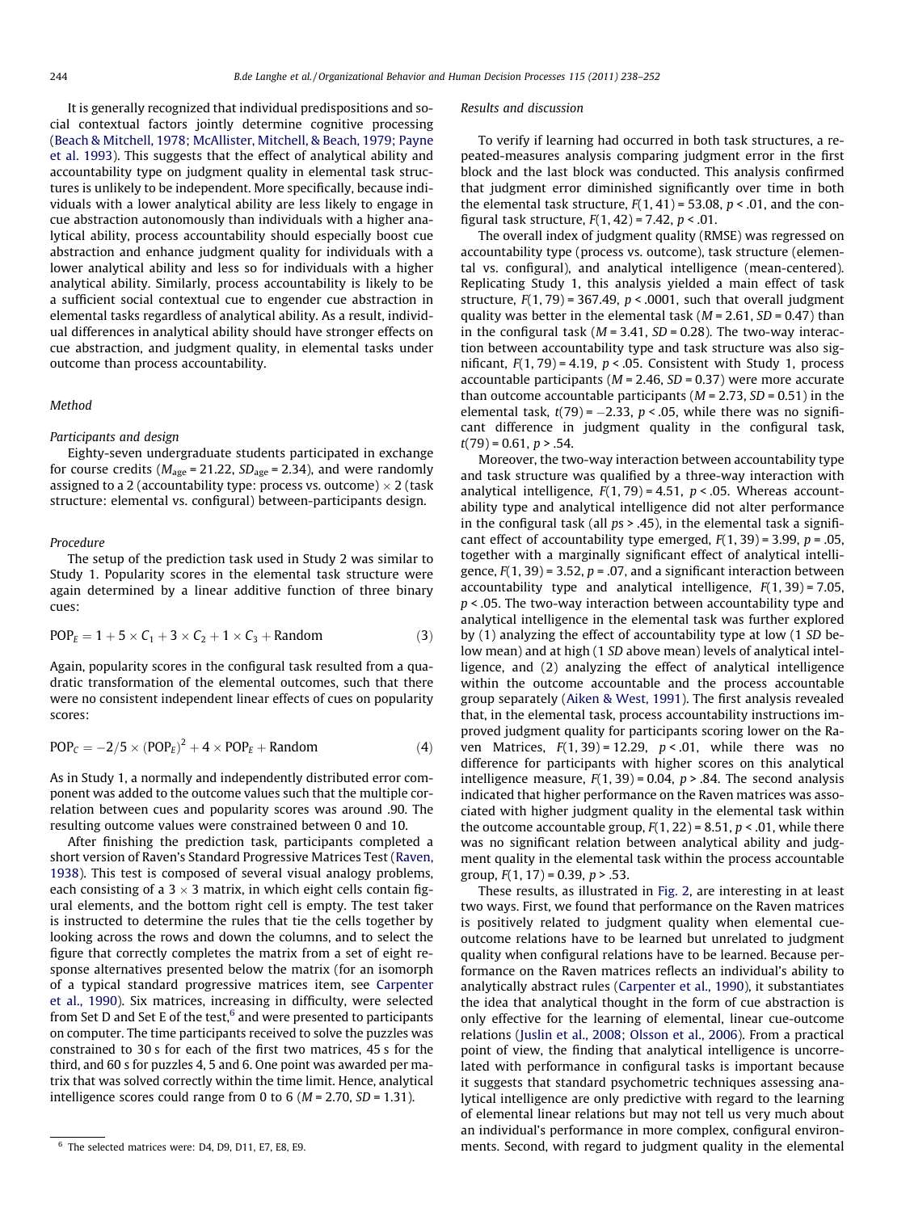It is generally recognized that individual predispositions and social contextual factors jointly determine cognitive processing (Beach & Mitchell, 1978; McAllister, Mitchell, & Beach, 1979; Payne et al. 1993). This suggests that the effect of analytical ability and accountability type on judgment quality in elemental task structures is unlikely to be independent. More specifically, because individuals with a lower analytical ability are less likely to engage in cue abstraction autonomously than individuals with a higher analytical ability, process accountability should especially boost cue abstraction and enhance judgment quality for individuals with a lower analytical ability and less so for individuals with a higher analytical ability. Similarly, process accountability is likely to be a sufficient social contextual cue to engender cue abstraction in elemental tasks regardless of analytical ability. As a result, individual differences in analytical ability should have stronger effects on cue abstraction, and judgment quality, in elemental tasks under outcome than process accountability.

### Method

#### Participants and design

Eighty-seven undergraduate students participated in exchange for course credits ($M_{age}$ = 21.22, $SD_{age}$ = 2.34), and were randomly assigned to a 2 (accountability type: process vs. outcome) × 2 (task structure: elemental vs. configural) between-participants design.

#### Procedure

The setup of the prediction task used in Study 2 was similar to Study 1. Popularity scores in the elemental task structure were again determined by a linear additive function of three binary cues:

$$POP_E = 1 + 5 \times C_1 + 3 \times C_2 + 1 \times C_3 + \text{Random} \quad (3)$$

Again, popularity scores in the configural task resulted from a quadratic transformation of the elemental outcomes, such that there were no consistent independent linear effects of cues on popularity scores:

$$POP_C = -2/5 \times (POP_E)^2 + 4 \times POP_E + \text{Random} \quad (4)$$

As in Study 1, a normally and independently distributed error component was added to the outcome values such that the multiple correlation between cues and popularity scores was around .90. The resulting outcome values were constrained between 0 and 10.

After finishing the prediction task, participants completed a short version of Raven's Standard Progressive Matrices Test (Raven, 1938). This test is composed of several visual analogy problems, each consisting of a 3 × 3 matrix, in which eight cells contain figural elements, and the bottom right cell is empty. The test taker is instructed to determine the rules that tie the cells together by looking across the rows and down the columns, and to select the figure that correctly completes the matrix from a set of eight response alternatives presented below the matrix (for an isomorph of a typical standard progressive matrices item, see Carpenter et al., 1990). Six matrices, increasing in difficulty, were selected from Set D and Set E of the test,[6] and were presented to participants on computer. The time participants received to solve the puzzles was constrained to 30 s for each of the first two matrices, 45 s for the third, and 60 s for puzzles 4, 5 and 6. One point was awarded per matrix that was solved correctly within the time limit. Hence, analytical intelligence scores could range from 0 to 6 ($M$ = 2.70, $SD$ = 1.31).

[6] The selected matrices were: D4, D9, D11, E7, E8, E9.

### Results and discussion

To verify if learning had occurred in both task structures, a repeated-measures analysis comparing judgment error in the first block and the last block was conducted. This analysis confirmed that judgment error diminished significantly over time in both the elemental task structure, $F(1, 41) = 53.08$, $p < .01$, and the configural task structure, $F(1, 42) = 7.42$, $p < .01$.

The overall index of judgment quality (RMSE) was regressed on accountability type (process vs. outcome), task structure (elemental vs. configural), and analytical intelligence (mean-centered). Replicating Study 1, this analysis yielded a main effect of task structure, $F(1, 79) = 367.49$, $p < .0001$, such that overall judgment quality was better in the elemental task ($M$ = 2.61, $SD$ = 0.47) than in the configural task ($M$ = 3.41, $SD$ = 0.28). The two-way interaction between accountability type and task structure was also significant, $F(1, 79) = 4.19$, $p < .05$. Consistent with Study 1, process accountable participants ($M$ = 2.46, $SD$ = 0.37) were more accurate than outcome accountable participants ($M$ = 2.73, $SD$ = 0.51) in the elemental task, $t(79) = -2.33$, $p < .05$, while there was no significant difference in judgment quality in the configural task, $t(79) = 0.61$, $p > .54$.

Moreover, the two-way interaction between accountability type and task structure was qualified by a three-way interaction with analytical intelligence, $F(1, 79) = 4.51$, $p < .05$. Whereas accountability type and analytical intelligence did not alter performance in the configural task (all $p$s > .45), in the elemental task a significant effect of accountability type emerged, $F(1, 39) = 3.99$, $p = .05$, together with a marginally significant effect of analytical intelligence, $F(1, 39) = 3.52$, $p = .07$, and a significant interaction between accountability type and analytical intelligence, $F(1, 39) = 7.05$, $p < .05$. The two-way interaction between accountability type and analytical intelligence in the elemental task was further explored by (1) analyzing the effect of accountability type at low (1 $SD$ below mean) and at high (1 $SD$ above mean) levels of analytical intelligence, and (2) analyzing the effect of analytical intelligence within the outcome accountable and the process accountable group separately (Aiken & West, 1991). The first analysis revealed that, in the elemental task, process accountability instructions improved judgment quality for participants scoring lower on the Raven Matrices, $F(1, 39) = 12.29$, $p < .01$, while there was no difference for participants with higher scores on this analytical intelligence measure, $F(1, 39) = 0.04$, $p > .84$. The second analysis indicated that higher performance on the Raven matrices was associated with higher judgment quality in the elemental task within the outcome accountable group, $F(1, 22) = 8.51$, $p < .01$, while there was no significant relation between analytical ability and judgment quality in the elemental task within the process accountable group, $F(1, 17) = 0.39$, $p > .53$.

These results, as illustrated in Fig. 2, are interesting in at least two ways. First, we found that performance on the Raven matrices is positively related to judgment quality when elemental cue-outcome relations have to be learned but unrelated to judgment quality when configural relations have to be learned. Because performance on the Raven matrices reflects an individual's ability to analytically abstract rules (Carpenter et al., 1990), it substantiates the idea that analytical thought in the form of cue abstraction is only effective for the learning of elemental, linear cue-outcome relations (Juslin et al., 2008; Olsson et al., 2006). From a practical point of view, the finding that analytical intelligence is uncorrelated with performance in configural tasks is important because it suggests that standard psychometric techniques assessing analytical intelligence are only predictive with regard to the learning of elemental linear relations but may not tell us very much about an individual's performance in more complex, configural environments. Second, with regard to judgment quality in the elemental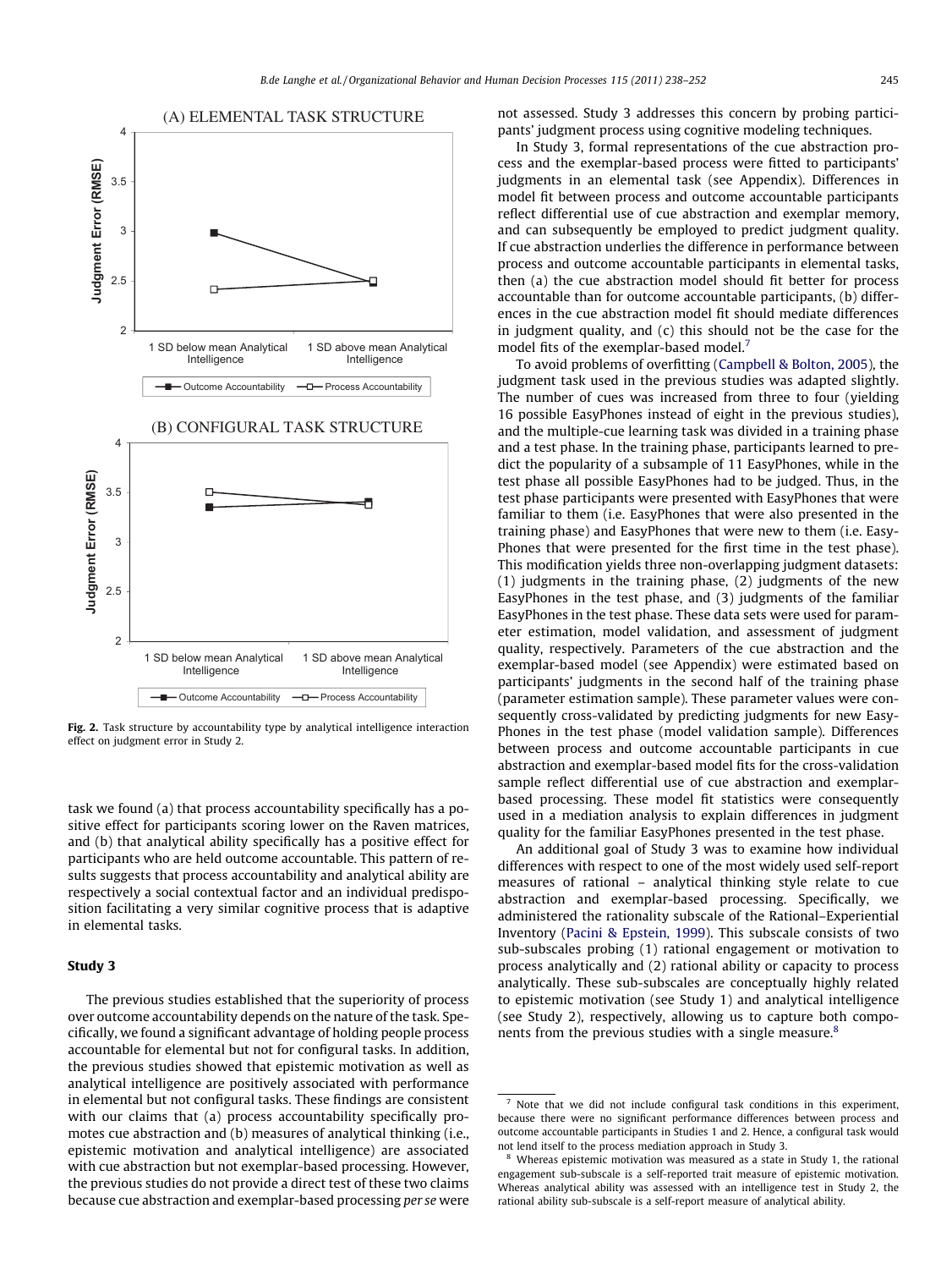(A) ELEMENTAL TASK STRUCTURE

Judgment Error (RMSE)

4
3.5
3
2.5
2

1 SD below mean Analytical Intelligence
1 SD above mean Analytical Intelligence

Outcome Accountability
Process Accountability

(B) CONFIGURAL TASK STRUCTURE

Judgment Error (RMSE)

4
3.5
3
2.5
2

1 SD below mean Analytical Intelligence
1 SD above mean Analytical Intelligence

Outcome Accountability
Process Accountability

**Fig. 2.** Task structure by accountability type by analytical intelligence interaction effect on judgment error in Study 2.

task we found (a) that process accountability specifically has a positive effect for participants scoring lower on the Raven matrices, and (b) that analytical ability specifically has a positive effect for participants who are held outcome accountable. This pattern of results suggests that process accountability and analytical ability are respectively a social contextual factor and an individual predisposition facilitating a very similar cognitive process that is adaptive in elemental tasks.

### Study 3

The previous studies established that the superiority of process over outcome accountability depends on the nature of the task. Specifically, we found a significant advantage of holding people process accountable for elemental but not for configural tasks. In addition, the previous studies showed that epistemic motivation as well as analytical intelligence are positively associated with performance in elemental but not configural tasks. These findings are consistent with our claims that (a) process accountability specifically promotes cue abstraction and (b) measures of analytical thinking (i.e., epistemic motivation and analytical intelligence) are associated with cue abstraction but not exemplar-based processing. However, the previous studies do not provide a direct test of these two claims because cue abstraction and exemplar-based processing *per se* were not assessed. Study 3 addresses this concern by probing participants' judgment process using cognitive modeling techniques.

In Study 3, formal representations of the cue abstraction process and the exemplar-based process were fitted to participants' judgments in an elemental task (see Appendix). Differences in model fit between process and outcome accountable participants reflect differential use of cue abstraction and exemplar memory, and can subsequently be employed to predict judgment quality. If cue abstraction underlies the difference in performance between process and outcome accountable participants in elemental tasks, then (a) the cue abstraction model should fit better for process accountable than for outcome accountable participants, (b) differences in the cue abstraction model fit should mediate differences in judgment quality, and (c) this should not be the case for the model fits of the exemplar-based model.[7]

To avoid problems of overfitting (Campbell & Bolton, 2005), the judgment task used in the previous studies was adapted slightly. The number of cues was increased from three to four (yielding 16 possible EasyPhones instead of eight in the previous studies), and the multiple-cue learning task was divided in a training phase and a test phase. In the training phase, participants learned to predict the popularity of a subsample of 11 EasyPhones, while in the test phase all possible EasyPhones had to be judged. Thus, in the test phase participants were presented with EasyPhones that were familiar to them (i.e. EasyPhones that were also presented in the training phase) and EasyPhones that were new to them (i.e. EasyPhones that were presented for the first time in the test phase). This modification yields three non-overlapping judgment datasets: (1) judgments in the training phase, (2) judgments of the new EasyPhones in the test phase, and (3) judgments of the familiar EasyPhones in the test phase. These data sets were used for parameter estimation, model validation, and assessment of judgment quality, respectively. Parameters of the cue abstraction and the exemplar-based model (see Appendix) were estimated based on participants' judgments in the second half of the training phase (parameter estimation sample). These parameter values were consequently cross-validated by predicting judgments for new EasyPhones in the test phase (model validation sample). Differences between process and outcome accountable participants in cue abstraction and exemplar-based model fits for the cross-validation sample reflect differential use of cue abstraction and exemplar-based processing. These model fit statistics were consequently used in a mediation analysis to explain differences in judgment quality for the familiar EasyPhones presented in the test phase.

An additional goal of Study 3 was to examine how individual differences with respect to one of the most widely used self-report measures of rational – analytical thinking style relate to cue abstraction and exemplar-based processing. Specifically, we administered the rationality subscale of the Rational–Experiential Inventory (Pacini & Epstein, 1999). This subscale consists of two sub-subscales probing (1) rational engagement or motivation to process analytically and (2) rational ability or capacity to process analytically. These sub-subscales are conceptually highly related to epistemic motivation (see Study 1) and analytical intelligence (see Study 2), respectively, allowing us to capture both components from the previous studies with a single measure.[8]

---

[7] Note that we did not include configural task conditions in this experiment, because there were no significant performance differences between process and outcome accountable participants in Studies 1 and 2. Hence, a configural task would not lend itself to the process mediation approach in Study 3.

[8] Whereas epistemic motivation was measured as a state in Study 1, the rational engagement sub-subscale is a self-reported trait measure of epistemic motivation. Whereas analytical ability was assessed with an intelligence test in Study 2, the rational ability sub-subscale is a self-report measure of analytical ability.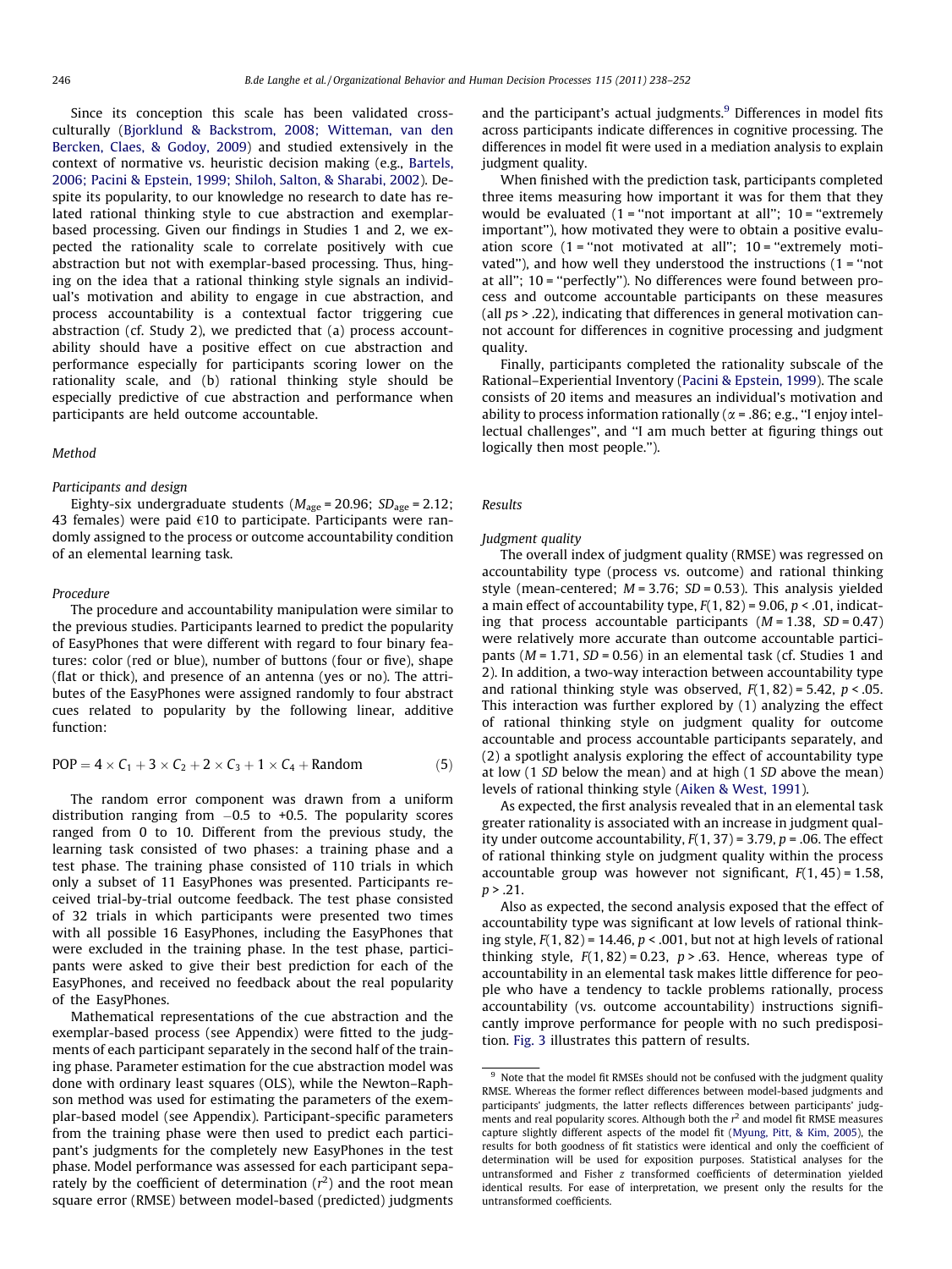Since its conception this scale has been validated cross-culturally (Bjorklund & Backstrom, 2008; Witteman, van den Bercken, Claes, & Godoy, 2009) and studied extensively in the context of normative vs. heuristic decision making (e.g., Bartels, 2006; Pacini & Epstein, 1999; Shiloh, Salton, & Sharabi, 2002). Despite its popularity, to our knowledge no research to date has related rational thinking style to cue abstraction and exemplar-based processing. Given our findings in Studies 1 and 2, we expected the rationality scale to correlate positively with cue abstraction but not with exemplar-based processing. Thus, hinging on the idea that a rational thinking style signals an individual's motivation and ability to engage in cue abstraction, and process accountability is a contextual factor triggering cue abstraction (cf. Study 2), we predicted that (a) process accountability should have a positive effect on cue abstraction and performance especially for participants scoring lower on the rationality scale, and (b) rational thinking style should be especially predictive of cue abstraction and performance when participants are held outcome accountable.

### Method

#### Participants and design

Eighty-six undergraduate students ($M_{age} = 20.96$; $SD_{age} = 2.12$; 43 females) were paid €10 to participate. Participants were randomly assigned to the process or outcome accountability condition of an elemental learning task.

#### Procedure

The procedure and accountability manipulation were similar to the previous studies. Participants learned to predict the popularity of EasyPhones that were different with regard to four binary features: color (red or blue), number of buttons (four or five), shape (flat or thick), and presence of an antenna (yes or no). The attributes of the EasyPhones were assigned randomly to four abstract cues related to popularity by the following linear, additive function:

$$\text{POP} = 4 \times C_1 + 3 \times C_2 + 2 \times C_3 + 1 \times C_4 + \text{Random} \tag{5}$$

The random error component was drawn from a uniform distribution ranging from −0.5 to +0.5. The popularity scores ranged from 0 to 10. Different from the previous study, the learning task consisted of two phases: a training phase and a test phase. The training phase consisted of 110 trials in which only a subset of 11 EasyPhones was presented. Participants received trial-by-trial outcome feedback. The test phase consisted of 32 trials in which participants were presented two times with all possible 16 EasyPhones, including the EasyPhones that were excluded in the training phase. In the test phase, participants were asked to give their best prediction for each of the EasyPhones, and received no feedback about the real popularity of the EasyPhones.

Mathematical representations of the cue abstraction and the exemplar-based process (see Appendix) were fitted to the judgments of each participant separately in the second half of the training phase. Parameter estimation for the cue abstraction model was done with ordinary least squares (OLS), while the Newton–Raphson method was used for estimating the parameters of the exemplar-based model (see Appendix). Participant-specific parameters from the training phase were then used to predict each participant's judgments for the completely new EasyPhones in the test phase. Model performance was assessed for each participant separately by the coefficient of determination ($r^2$) and the root mean square error (RMSE) between model-based (predicted) judgments and the participant's actual judgments.[9] Differences in model fits across participants indicate differences in cognitive processing. The differences in model fit were used in a mediation analysis to explain judgment quality.

When finished with the prediction task, participants completed three items measuring how important it was for them that they would be evaluated (1 = "not important at all"; 10 = "extremely important"), how motivated they were to obtain a positive evaluation score (1 = "not motivated at all"; 10 = "extremely motivated"), and how well they understood the instructions (1 = "not at all"; 10 = "perfectly"). No differences were found between process and outcome accountable participants on these measures (all $ps > .22$), indicating that differences in general motivation cannot account for differences in cognitive processing and judgment quality.

Finally, participants completed the rationality subscale of the Rational–Experiential Inventory (Pacini & Epstein, 1999). The scale consists of 20 items and measures an individual's motivation and ability to process information rationally ($\alpha = .86$; e.g., "I enjoy intellectual challenges", and "I am much better at figuring things out logically then most people.").

### Results

#### Judgment quality

The overall index of judgment quality (RMSE) was regressed on accountability type (process vs. outcome) and rational thinking style (mean-centered; $M = 3.76$; $SD = 0.53$). This analysis yielded a main effect of accountability type, $F(1, 82) = 9.06$, $p < .01$, indicating that process accountable participants ($M = 1.38$, $SD = 0.47$) were relatively more accurate than outcome accountable participants ($M = 1.71$, $SD = 0.56$) in an elemental task (cf. Studies 1 and 2). In addition, a two-way interaction between accountability type and rational thinking style was observed, $F(1, 82) = 5.42$, $p < .05$. This interaction was further explored by (1) analyzing the effect of rational thinking style on judgment quality for outcome accountable and process accountable participants separately, and (2) a spotlight analysis exploring the effect of accountability type at low (1 *SD* below the mean) and at high (1 *SD* above the mean) levels of rational thinking style (Aiken & West, 1991).

As expected, the first analysis revealed that in an elemental task greater rationality is associated with an increase in judgment quality under outcome accountability, $F(1, 37) = 3.79$, $p = .06$. The effect of rational thinking style on judgment quality within the process accountable group was however not significant, $F(1, 45) = 1.58$, $p > .21$.

Also as expected, the second analysis exposed that the effect of accountability type was significant at low levels of rational thinking style, $F(1, 82) = 14.46$, $p < .001$, but not at high levels of rational thinking style, $F(1, 82) = 0.23$, $p > .63$. Hence, whereas type of accountability in an elemental task makes little difference for people who have a tendency to tackle problems rationally, process accountability (vs. outcome accountability) instructions significantly improve performance for people with no such predisposition. Fig. 3 illustrates this pattern of results.

---

[9] Note that the model fit RMSEs should not be confused with the judgment quality RMSE. Whereas the former reflect differences between model-based judgments and participants' judgments, the latter reflects differences between participants' judgments and real popularity scores. Although both the $r^2$ and model fit RMSE measures capture slightly different aspects of the model fit (Myung, Pitt, & Kim, 2005), the results for both goodness of fit statistics were identical and only the coefficient of determination will be used for exposition purposes. Statistical analyses for the untransformed and Fisher z transformed coefficients of determination yielded identical results. For ease of interpretation, we present only the results for the untransformed coefficients.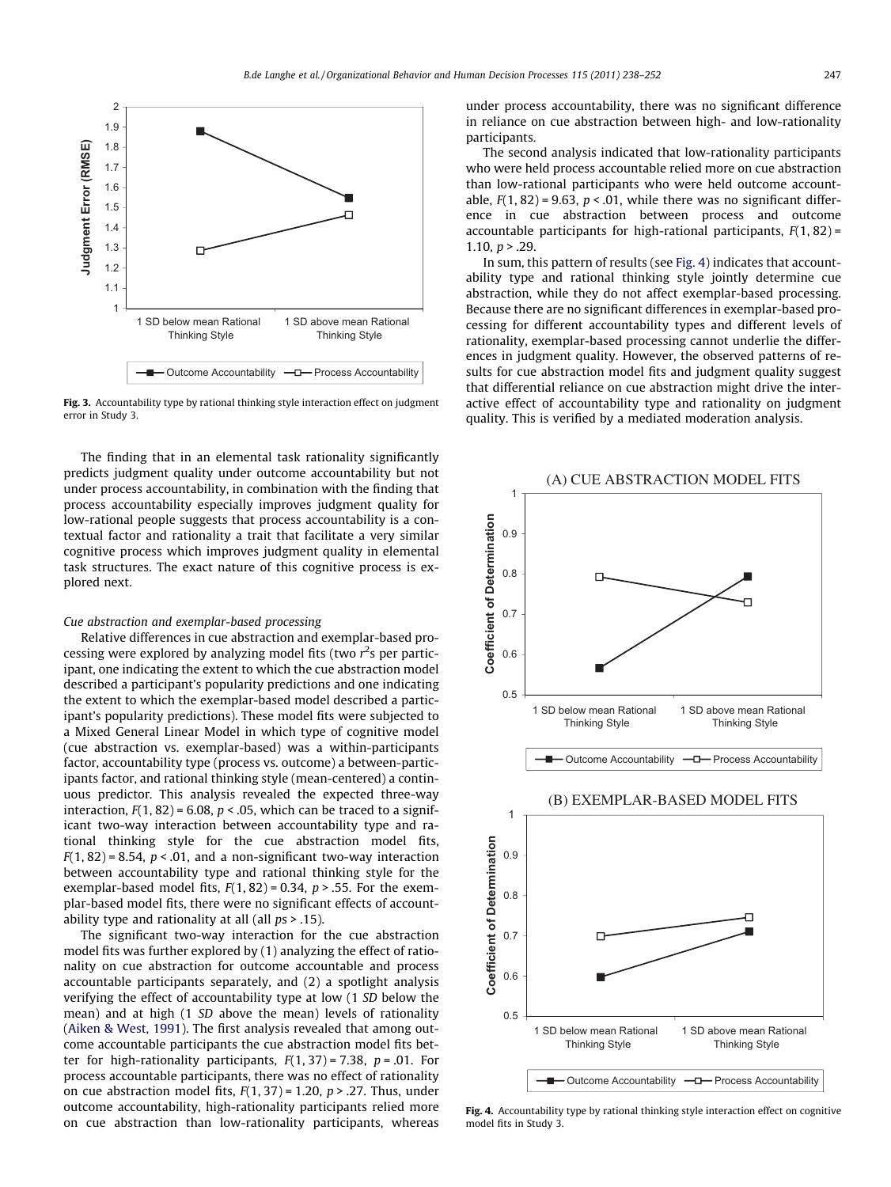Fig. 3. Accountability type by rational thinking style interaction effect on judgment error in Study 3.

The finding that in an elemental task rationality significantly predicts judgment quality under outcome accountability but not under process accountability, in combination with the finding that process accountability especially improves judgment quality for low-rational people suggests that process accountability is a contextual factor and rationality a trait that facilitate a very similar cognitive process which improves judgment quality in elemental task structures. The exact nature of this cognitive process is explored next.

*Cue abstraction and exemplar-based processing*

Relative differences in cue abstraction and exemplar-based processing were explored by analyzing model fits (two $r^2$s per participant, one indicating the extent to which the cue abstraction model described a participant's popularity predictions and one indicating the extent to which the exemplar-based model described a participant's popularity predictions). These model fits were subjected to a Mixed General Linear Model in which type of cognitive model (cue abstraction vs. exemplar-based) was a within-participants factor, accountability type (process vs. outcome) a between-participants factor, and rational thinking style (mean-centered) a continuous predictor. This analysis revealed the expected three-way interaction, $F(1, 82) = 6.08$, $p < .05$, which can be traced to a significant two-way interaction between accountability type and rational thinking style for the cue abstraction model fits, $F(1, 82) = 8.54$, $p < .01$, and a non-significant two-way interaction between accountability type and rational thinking style for the exemplar-based model fits, $F(1, 82) = 0.34$, $p > .55$. For the exemplar-based model fits, there were no significant effects of accountability type and rationality at all (all $ps > .15$).

The significant two-way interaction for the cue abstraction model fits was further explored by (1) analyzing the effect of rationality on cue abstraction for outcome accountable and process accountable participants separately, and (2) a spotlight analysis verifying the effect of accountability type at low (1 *SD* below the mean) and at high (1 *SD* above the mean) levels of rationality (Aiken & West, 1991). The first analysis revealed that among outcome accountable participants the cue abstraction model fits better for high-rationality participants, $F(1, 37) = 7.38$, $p = .01$. For process accountable participants, there was no effect of rationality on cue abstraction model fits, $F(1, 37) = 1.20$, $p > .27$. Thus, under outcome accountability, high-rationality participants relied more on cue abstraction than low-rationality participants, whereas under process accountability, there was no significant difference in reliance on cue abstraction between high- and low-rationality participants.

The second analysis indicated that low-rationality participants who were held process accountable relied more on cue abstraction than low-rational participants who were held outcome accountable, $F(1, 82) = 9.63$, $p < .01$, while there was no significant difference in cue abstraction between process and outcome accountable participants for high-rational participants, $F(1, 82) = 1.10$, $p > .29$.

In sum, this pattern of results (see Fig. 4) indicates that accountability type and rational thinking style jointly determine cue abstraction, while they do not affect exemplar-based processing. Because there are no significant differences in exemplar-based processing for different accountability types and different levels of rationality, exemplar-based processing cannot underlie the differences in judgment quality. However, the observed patterns of results for cue abstraction model fits and judgment quality suggest that differential reliance on cue abstraction might drive the interactive effect of accountability type and rationality on judgment quality. This is verified by a mediated moderation analysis.

Fig. 4. Accountability type by rational thinking style interaction effect on cognitive model fits in Study 3.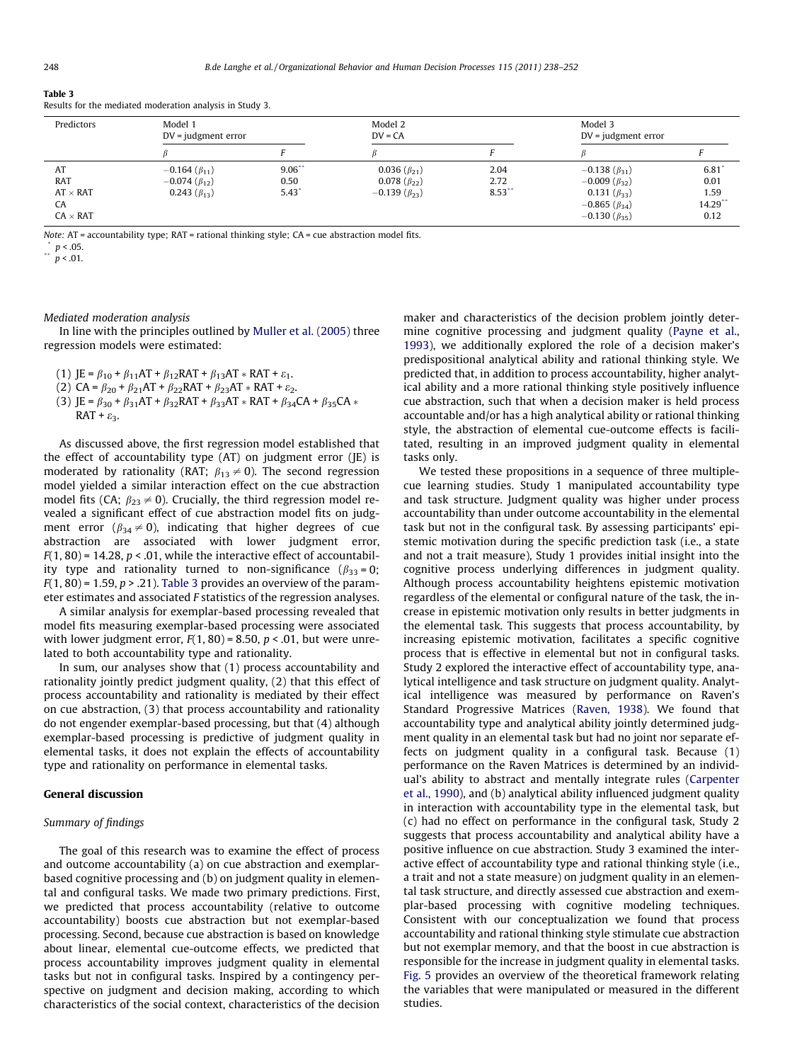**Table 3**
Results for the mediated moderation analysis in Study 3.

| Predictors | Model 1<br>DV = judgment error | | Model 2<br>DV = CA | | Model 3<br>DV = judgment error | |
|---|---|---|---|---|---|---|
| | $\beta$ | $F$ | $\beta$ | $F$ | $\beta$ | $F$ |
| AT | −0.164 ($\beta_{11}$) | 9.06** | 0.036 ($\beta_{21}$) | 2.04 | −0.138 ($\beta_{31}$) | 6.81* |
| RAT | −0.074 ($\beta_{12}$) | 0.50 | 0.078 ($\beta_{22}$) | 2.72 | −0.009 ($\beta_{32}$) | 0.01 |
| AT × RAT | 0.243 ($\beta_{13}$) | 5.43* | −0.139 ($\beta_{23}$) | 8.53** | 0.131 ($\beta_{33}$) | 1.59 |
| CA | | | | | −0.865 ($\beta_{34}$) | 14.29** |
| CA × RAT | | | | | −0.130 ($\beta_{35}$) | 0.12 |

*Note:* AT = accountability type; RAT = rational thinking style; CA = cue abstraction model fits.
* $p < .05$.
** $p < .01$.

*Mediated moderation analysis*

In line with the principles outlined by Muller et al. (2005) three regression models were estimated:

(1) $JE = \beta_{10} + \beta_{11}AT + \beta_{12}RAT + \beta_{13}AT * RAT + \varepsilon_1$.
(2) $CA = \beta_{20} + \beta_{21}AT + \beta_{22}RAT + \beta_{23}AT * RAT + \varepsilon_2$.
(3) $JE = \beta_{30} + \beta_{31}AT + \beta_{32}RAT + \beta_{33}AT * RAT + \beta_{34}CA + \beta_{35}CA * RAT + \varepsilon_3$.

As discussed above, the first regression model established that the effect of accountability type (AT) on judgment error (JE) is moderated by rationality (RAT; $\beta_{13} \neq 0$). The second regression model yielded a similar interaction effect on the cue abstraction model fits (CA; $\beta_{23} \neq 0$). Crucially, the third regression model revealed a significant effect of cue abstraction model fits on judgment error ($\beta_{34} \neq 0$), indicating that higher degrees of cue abstraction are associated with lower judgment error, $F(1, 80) = 14.28$, $p < .01$, while the interactive effect of accountability type and rationality turned to non-significance ($\beta_{33} = 0$; $F(1, 80) = 1.59$, $p > .21$). Table 3 provides an overview of the parameter estimates and associated $F$ statistics of the regression analyses.

A similar analysis for exemplar-based processing revealed that model fits measuring exemplar-based processing were associated with lower judgment error, $F(1, 80) = 8.50$, $p < .01$, but were unrelated to both accountability type and rationality.

In sum, our analyses show that (1) process accountability and rationality jointly predict judgment quality, (2) that this effect of process accountability and rationality is mediated by their effect on cue abstraction, (3) that process accountability and rationality do not engender exemplar-based processing, but that (4) although exemplar-based processing is predictive of judgment quality in elemental tasks, it does not explain the effects of accountability type and rationality on performance in elemental tasks.

## General discussion

### Summary of findings

The goal of this research was to examine the effect of process and outcome accountability (a) on cue abstraction and exemplar-based cognitive processing and (b) on judgment quality in elemental and configural tasks. We made two primary predictions. First, we predicted that process accountability (relative to outcome accountability) boosts cue abstraction but not exemplar-based processing. Second, because cue abstraction is based on knowledge about linear, elemental cue-outcome effects, we predicted that process accountability improves judgment quality in elemental tasks but not in configural tasks. Inspired by a contingency perspective on judgment and decision making, according to which characteristics of the social context, characteristics of the decision maker and characteristics of the decision problem jointly determine cognitive processing and judgment quality (Payne et al., 1993), we additionally explored the role of a decision maker's predispositional analytical ability and rational thinking style. We predicted that, in addition to process accountability, higher analytical ability and a more rational thinking style positively influence cue abstraction, such that when a decision maker is held process accountable and/or has a high analytical ability or rational thinking style, the abstraction of elemental cue-outcome effects is facilitated, resulting in an improved judgment quality in elemental tasks only.

We tested these propositions in a sequence of three multiple-cue learning studies. Study 1 manipulated accountability type and task structure. Judgment quality was higher under process accountability than under outcome accountability in the elemental task but not in the configural task. By assessing participants' epistemic motivation during the specific prediction task (i.e., a state and not a trait measure), Study 1 provides initial insight into the cognitive process underlying differences in judgment quality. Although process accountability heightens epistemic motivation regardless of the elemental or configural nature of the task, the increase in epistemic motivation only results in better judgments in the elemental task. This suggests that process accountability, by increasing epistemic motivation, facilitates a specific cognitive process that is effective in elemental but not in configural tasks. Study 2 explored the interactive effect of accountability type, analytical intelligence and task structure on judgment quality. Analytical intelligence was measured by performance on Raven's Standard Progressive Matrices (Raven, 1938). We found that accountability type and analytical ability jointly determined judgment quality in an elemental task but had no joint nor separate effects on judgment quality in a configural task. Because (1) performance on the Raven Matrices is determined by an individual's ability to abstract and mentally integrate rules (Carpenter et al., 1990), and (b) analytical ability influenced judgment quality in interaction with accountability type in the elemental task, but (c) had no effect on performance in the configural task, Study 2 suggests that process accountability and analytical ability have a positive influence on cue abstraction. Study 3 examined the interactive effect of accountability type and rational thinking style (i.e., a trait and not a state measure) on judgment quality in an elemental task structure, and directly assessed cue abstraction and exemplar-based processing with cognitive modeling techniques. Consistent with our conceptualization we found that process accountability and rational thinking style stimulate cue abstraction but not exemplar memory, and that the boost in cue abstraction is responsible for the increase in judgment quality in elemental tasks. Fig. 5 provides an overview of the theoretical framework relating the variables that were manipulated or measured in the different studies.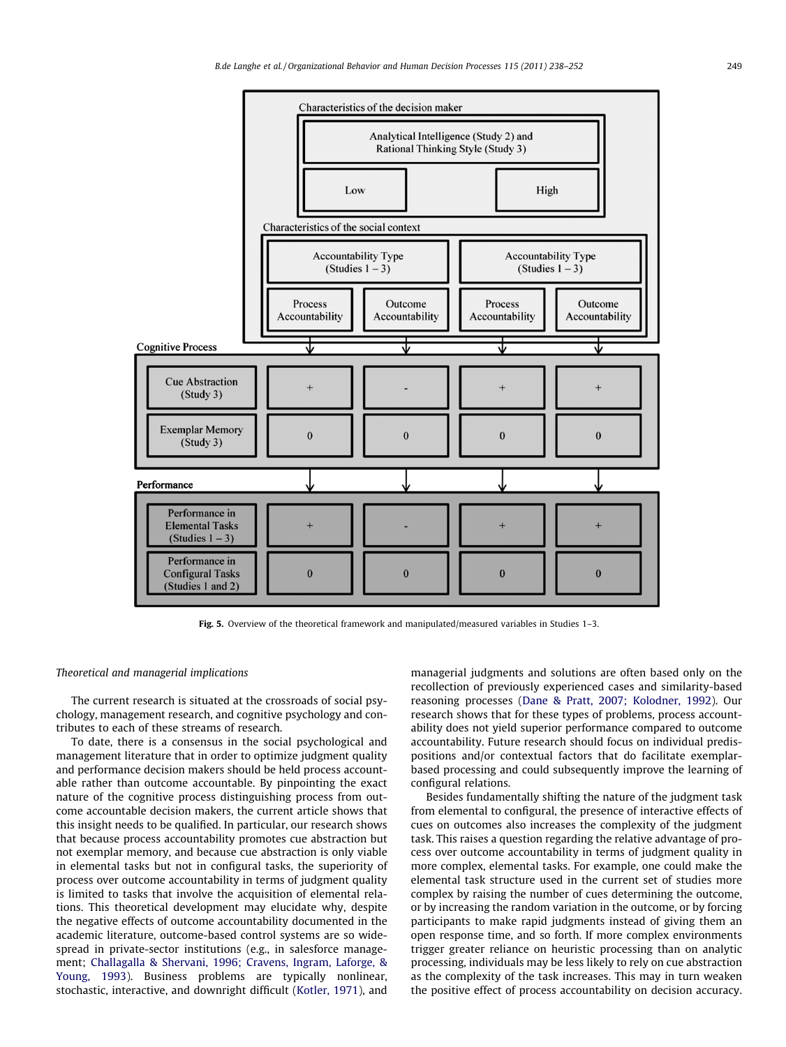| | Low | | High | |
|---|---|---|---|---|
| **Characteristics of the decision maker:** Analytical Intelligence (Study 2) and Rational Thinking Style (Study 3) | Low | | High | |
| **Characteristics of the social context:** Accountability Type (Studies 1 – 3) | Process Accountability | Outcome Accountability | Process Accountability | Outcome Accountability |
| **Cognitive Process** | | | | |
| Cue Abstraction (Study 3) | + | - | + | + |
| Exemplar Memory (Study 3) | 0 | 0 | 0 | 0 |
| **Performance** | | | | |
| Performance in Elemental Tasks (Studies 1 – 3) | + | - | + | + |
| Performance in Configural Tasks (Studies 1 and 2) | 0 | 0 | 0 | 0 |

**Fig. 5.** Overview of the theoretical framework and manipulated/measured variables in Studies 1–3.

*Theoretical and managerial implications*

The current research is situated at the crossroads of social psychology, management research, and cognitive psychology and contributes to each of these streams of research.

To date, there is a consensus in the social psychological and management literature that in order to optimize judgment quality and performance decision makers should be held process accountable rather than outcome accountable. By pinpointing the exact nature of the cognitive process distinguishing process from outcome accountable decision makers, the current article shows that this insight needs to be qualified. In particular, our research shows that because process accountability promotes cue abstraction but not exemplar memory, and because cue abstraction is only viable in elemental tasks but not in configural tasks, the superiority of process over outcome accountability in terms of judgment quality is limited to tasks that involve the acquisition of elemental relations. This theoretical development may elucidate why, despite the negative effects of outcome accountability documented in the academic literature, outcome-based control systems are so widespread in private-sector institutions (e.g., in salesforce management; Challagalla & Shervani, 1996; Cravens, Ingram, Laforge, & Young, 1993). Business problems are typically nonlinear, stochastic, interactive, and downright difficult (Kotler, 1971), and managerial judgments and solutions are often based only on the recollection of previously experienced cases and similarity-based reasoning processes (Dane & Pratt, 2007; Kolodner, 1992). Our research shows that for these types of problems, process accountability does not yield superior performance compared to outcome accountability. Future research should focus on individual predispositions and/or contextual factors that do facilitate exemplar-based processing and could subsequently improve the learning of configural relations.

Besides fundamentally shifting the nature of the judgment task from elemental to configural, the presence of interactive effects of cues on outcomes also increases the complexity of the judgment task. This raises a question regarding the relative advantage of process over outcome accountability in terms of judgment quality in more complex, elemental tasks. For example, one could make the elemental task structure used in the current set of studies more complex by raising the number of cues determining the outcome, or by increasing the random variation in the outcome, or by forcing participants to make rapid judgments instead of giving them an open response time, and so forth. If more complex environments trigger greater reliance on heuristic processing than on analytic processing, individuals may be less likely to rely on cue abstraction as the complexity of the task increases. This may in turn weaken the positive effect of process accountability on decision accuracy.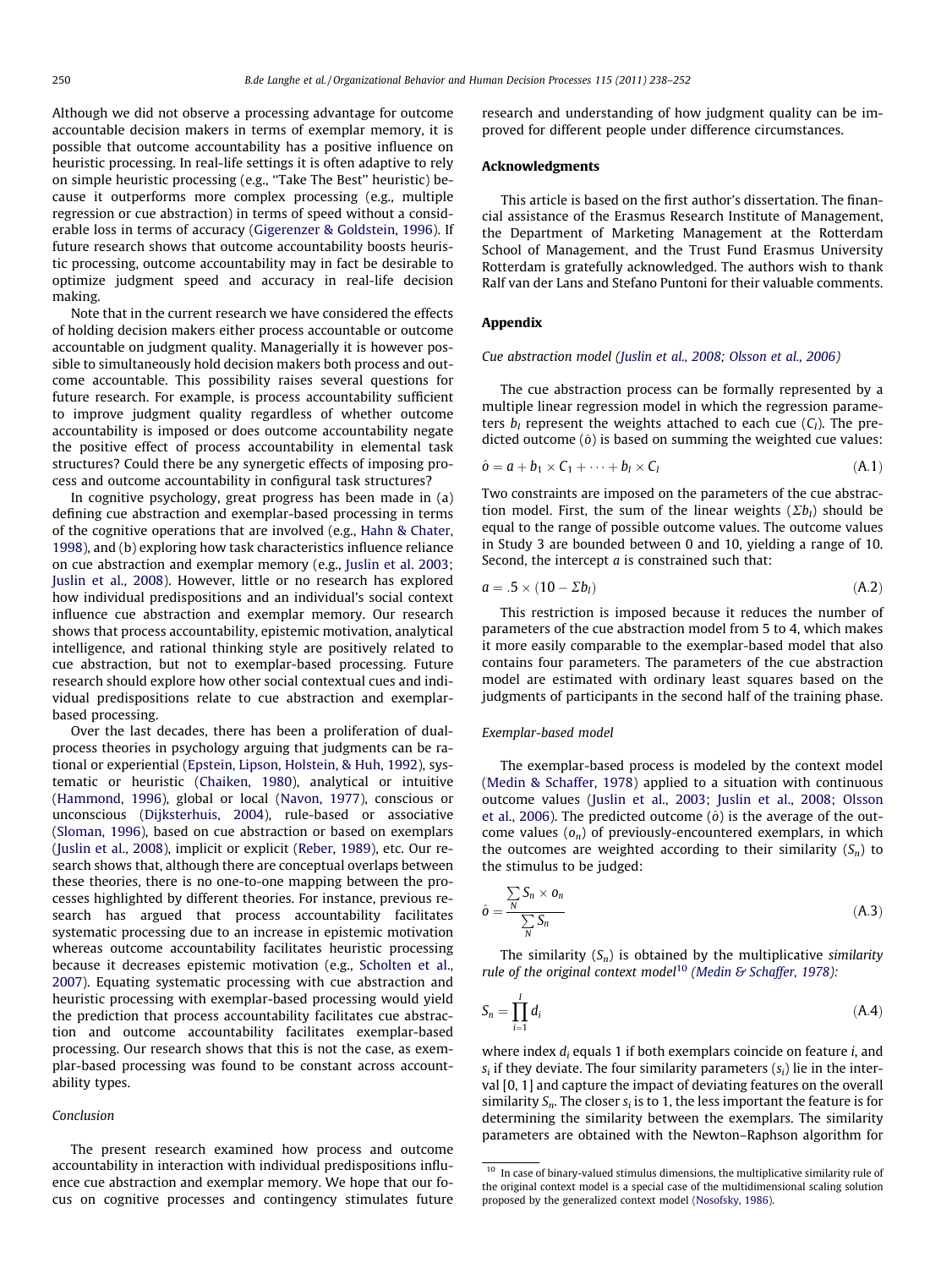Although we did not observe a processing advantage for outcome accountable decision makers in terms of exemplar memory, it is possible that outcome accountability has a positive influence on heuristic processing. In real-life settings it is often adaptive to rely on simple heuristic processing (e.g., "Take The Best" heuristic) because it outperforms more complex processing (e.g., multiple regression or cue abstraction) in terms of speed without a considerable loss in terms of accuracy (Gigerenzer & Goldstein, 1996). If future research shows that outcome accountability boosts heuristic processing, outcome accountability may in fact be desirable to optimize judgment speed and accuracy in real-life decision making.

Note that in the current research we have considered the effects of holding decision makers either process accountable or outcome accountable on judgment quality. Managerially it is however possible to simultaneously hold decision makers both process and outcome accountable. This possibility raises several questions for future research. For example, is process accountability sufficient to improve judgment quality regardless of whether outcome accountability is imposed or does outcome accountability negate the positive effect of process accountability in elemental task structures? Could there be any synergetic effects of imposing process and outcome accountability in configural task structures?

In cognitive psychology, great progress has been made in (a) defining cue abstraction and exemplar-based processing in terms of the cognitive operations that are involved (e.g., Hahn & Chater, 1998), and (b) exploring how task characteristics influence reliance on cue abstraction and exemplar memory (e.g., Juslin et al. 2003; Juslin et al., 2008). However, little or no research has explored how individual predispositions and an individual's social context influence cue abstraction and exemplar memory. Our research shows that process accountability, epistemic motivation, analytical intelligence, and rational thinking style are positively related to cue abstraction, but not to exemplar-based processing. Future research should explore how other social contextual cues and individual predispositions relate to cue abstraction and exemplar-based processing.

Over the last decades, there has been a proliferation of dual-process theories in psychology arguing that judgments can be rational or experiential (Epstein, Lipson, Holstein, & Huh, 1992), systematic or heuristic (Chaiken, 1980), analytical or intuitive (Hammond, 1996), global or local (Navon, 1977), conscious or unconscious (Dijksterhuis, 2004), rule-based or associative (Sloman, 1996), based on cue abstraction or based on exemplars (Juslin et al., 2008), implicit or explicit (Reber, 1989), etc. Our research shows that, although there are conceptual overlaps between these theories, there is no one-to-one mapping between the processes highlighted by different theories. For instance, previous research has argued that process accountability facilitates systematic processing due to an increase in epistemic motivation whereas outcome accountability facilitates heuristic processing because it decreases epistemic motivation (e.g., Scholten et al., 2007). Equating systematic processing with cue abstraction and heuristic processing with exemplar-based processing would yield the prediction that process accountability facilitates cue abstraction and outcome accountability facilitates exemplar-based processing. Our research shows that this is not the case, as exemplar-based processing was found to be constant across accountability types.

### Conclusion

The present research examined how process and outcome accountability in interaction with individual predispositions influence cue abstraction and exemplar memory. We hope that our focus on cognitive processes and contingency stimulates future research and understanding of how judgment quality can be improved for different people under difference circumstances.

## Acknowledgments

This article is based on the first author's dissertation. The financial assistance of the Erasmus Research Institute of Management, the Department of Marketing Management at the Rotterdam School of Management, and the Trust Fund Erasmus University Rotterdam is gratefully acknowledged. The authors wish to thank Ralf van der Lans and Stefano Puntoni for their valuable comments.

## Appendix

### Cue abstraction model (Juslin et al., 2008; Olsson et al., 2006)

The cue abstraction process can be formally represented by a multiple linear regression model in which the regression parameters $b_I$ represent the weights attached to each cue ($C_I$). The predicted outcome ($\hat{o}$) is based on summing the weighted cue values:

$$\hat{o} = a + b_1 \times C_1 + \cdots + b_I \times C_I \tag{A.1}$$

Two constraints are imposed on the parameters of the cue abstraction model. First, the sum of the linear weights ($\Sigma b_I$) should be equal to the range of possible outcome values. The outcome values in Study 3 are bounded between 0 and 10, yielding a range of 10. Second, the intercept $a$ is constrained such that:

$$a = .5 \times (10 - \Sigma b_I) \tag{A.2}$$

This restriction is imposed because it reduces the number of parameters of the cue abstraction model from 5 to 4, which makes it more easily comparable to the exemplar-based model that also contains four parameters. The parameters of the cue abstraction model are estimated with ordinary least squares based on the judgments of participants in the second half of the training phase.

### Exemplar-based model

The exemplar-based process is modeled by the context model (Medin & Schaffer, 1978) applied to a situation with continuous outcome values (Juslin et al., 2003; Juslin et al., 2008; Olsson et al., 2006). The predicted outcome ($\hat{o}$) is the average of the outcome values ($o_n$) of previously-encountered exemplars, in which the outcomes are weighted according to their similarity ($S_n$) to the stimulus to be judged:

$$\hat{o} = \frac{\sum_N S_n \times o_n}{\sum_N S_n} \tag{A.3}$$

The similarity ($S_n$) is obtained by the multiplicative *similarity rule of the original context model*[10] *(Medin & Schaffer, 1978):*

$$S_n = \prod_{i=1}^{I} d_i \tag{A.4}$$

where index $d_i$ equals 1 if both exemplars coincide on feature $i$, and $s_i$ if they deviate. The four similarity parameters ($s_i$) lie in the interval [0, 1] and capture the impact of deviating features on the overall similarity $S_n$. The closer $s_i$ is to 1, the less important the feature is for determining the similarity between the exemplars. The similarity parameters are obtained with the Newton–Raphson algorithm for

[10] In case of binary-valued stimulus dimensions, the multiplicative similarity rule of the original context model is a special case of the multidimensional scaling solution proposed by the generalized context model (Nosofsky, 1986).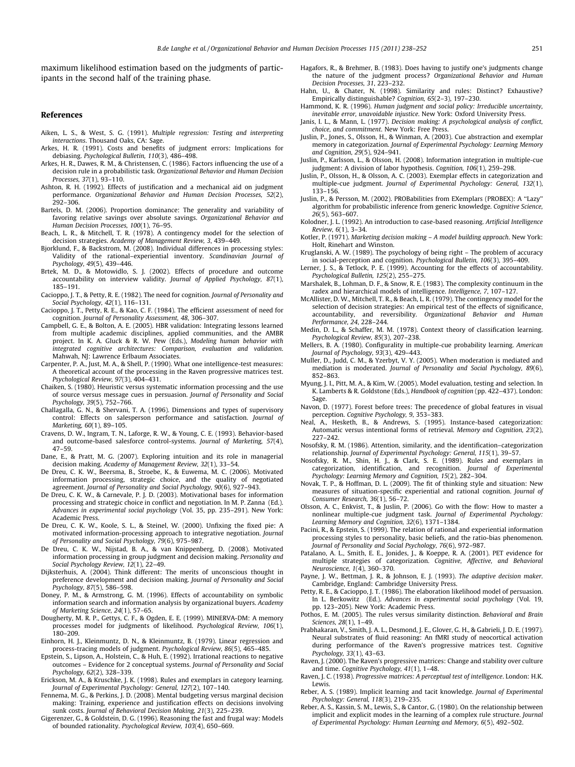maximum likelihood estimation based on the judgments of participants in the second half of the training phase.

## References

Aiken, L. S., & West, S. G. (1991). *Multiple regression: Testing and interpreting interactions*. Thousand Oaks, CA: Sage.

Arkes, H. R. (1991). Costs and benefits of judgment errors: Implications for debiasing. *Psychological Bulletin, 110*(3), 486–498.

Arkes, H. R., Dawes, R. M., & Christensen, C. (1986). Factors influencing the use of a decision rule in a probabilistic task. *Organizational Behavior and Human Decision Processes, 37*(1), 93–110.

Ashton, R. H. (1992). Effects of justification and a mechanical aid on judgment performance. *Organizational Behavior and Human Decision Processes, 52*(2), 292–306.

Bartels, D. M. (2006). Proportion dominance: The generality and variability of favoring relative savings over absolute savings. *Organizational Behavior and Human Decision Processes, 100*(1), 76–95.

Beach, L. R., & Mitchell, T. R. (1978). A contingency model for the selection of decision strategies. *Academy of Management Review, 3*, 439–449.

Bjorklund, F., & Backstrom, M. (2008). Individual differences in processing styles: Validity of the rational–experiential inventory. *Scandinavian Journal of Psychology, 49*(5), 439–446.

Brtek, M. D., & Motowidlo, S. J. (2002). Effects of procedure and outcome accountability on interview validity. *Journal of Applied Psychology, 87*(1), 185–191.

Cacioppo, J. T., & Petty, R. E. (1982). The need for cognition. *Journal of Personality and Social Psychology, 42*(1), 116–131.

Cacioppo, J. T., Petty, R. E., & Kao, C. F. (1984). The efficient assessment of need for cognition. *Journal of Personality Assessment, 48*, 306–307.

Campbell, G. E., & Bolton, A. E. (2005). HBR validation: Integrating lessons learned from multiple academic disciplines, applied communities, and the AMBR project. In K. A. Gluck & R. W. Pew (Eds.), *Modeling human behavior with integrated cognitive architectures: Comparison, evaluation and validation*. Mahwah, NJ: Lawrence Erlbaum Associates.

Carpenter, P. A., Just, M. A., & Shell, P. (1990). What one intelligence-test measures: A theoretical account of the processing in the Raven progressive matrices test. *Psychological Review, 97*(3), 404–431.

Chaiken, S. (1980). Heuristic versus systematic information processing and the use of source versus message cues in persuasion. *Journal of Personality and Social Psychology, 39*(5), 752–766.

Challagalla, G. N., & Shervani, T. A. (1996). Dimensions and types of supervisory control: Effects on salesperson performance and satisfaction. *Journal of Marketing, 60*(1), 89–105.

Cravens, D. W., Ingram, T. N., Laforge, R. W., & Young, C. E. (1993). Behavior-based and outcome-based salesforce control-systems. *Journal of Marketing, 57*(4), 47–59.

Dane, E., & Pratt, M. G. (2007). Exploring intuition and its role in managerial decision making. *Academy of Management Review, 32*(1), 33–54.

De Dreu, C. K. W., Beersma, B., Stroebe, K., & Euwema, M. C. (2006). Motivated information processing, strategic choice, and the quality of negotiated agreement. *Journal of Personality and Social Psychology, 90*(6), 927–943.

De Dreu, C. K. W., & Carnevale, P. J. D. (2003). Motivational bases for information processing and strategic choice in conflict and negotiation. In M. P. Zanna (Ed.). *Advances in experimental social psychology* (Vol. 35, pp. 235–291). New York: Academic Press.

De Dreu, C. K. W., Koole, S. L., & Steinel, W. (2000). Unfixing the fixed pie: A motivated information-processing approach to integrative negotiation. *Journal of Personality and Social Psychology, 79*(6), 975–987.

De Dreu, C. K. W., Nijstad, B. A., & van Knippenberg, D. (2008). Motivated information processing in group judgment and decision making. *Personality and Social Psychology Review, 12*(1), 22–49.

Dijksterhuis, A. (2004). Think different: The merits of unconscious thought in preference development and decision making. *Journal of Personality and Social Psychology, 87*(5), 586–598.

Doney, P. M., & Armstrong, G. M. (1996). Effects of accountability on symbolic information search and information analysis by organizational buyers. *Academy of Marketing Science, 24*(1), 57–65.

Dougherty, M. R. P., Gettys, C. F., & Ogden, E. E. (1999). MINERVA-DM: A memory processes model for judgments of likelihood. *Psychological Review, 106*(1), 180–209.

Einhorn, H. J., Kleinmuntz, D. N., & Kleinmuntz, B. (1979). Linear regression and process-tracing models of judgment. *Psychological Review, 86*(5), 465–485.

Epstein, S., Lipson, A., Holstein, C., & Huh, E. (1992). Irrational reactions to negative outcomes – Evidence for 2 conceptual systems. *Journal of Personality and Social Psychology, 62*(2), 328–339.

Erickson, M. A., & Kruschke, J. K. (1998). Rules and exemplars in category learning. *Journal of Experimental Psychology: General, 127*(2), 107–140.

Fennema, M. G., & Perkins, J. D. (2008). Mental budgeting versus marginal decision making: Training, experience and justification effects on decisions involving sunk costs. *Journal of Behavioral Decision Making, 21*(3), 225–239.

Gigerenzer, G., & Goldstein, D. G. (1996). Reasoning the fast and frugal way: Models of bounded rationality. *Psychological Review, 103*(4), 650–669.

Hagafors, R., & Brehmer, B. (1983). Does having to justify one's judgments change the nature of the judgment process? *Organizational Behavior and Human Decision Processes, 31*, 223–232.

Hahn, U., & Chater, N. (1998). Similarity and rules: Distinct? Exhaustive? Empirically distinguishable? *Cognition, 65*(2–3), 197–230.

Hammond, K. R. (1996). *Human judgment and social policy: Irreducible uncertainty, inevitable error, unavoidable injustice*. New York: Oxford University Press.

Janis, I. L., & Mann, L. (1977). *Decision making: A psychological analysis of conflict, choice, and commitment*. New York: Free Press.

Juslin, P., Jones, S., Olsson, H., & Winman, A. (2003). Cue abstraction and exemplar memory in categorization. *Journal of Experimental Psychology: Learning Memory and Cognition, 29*(5), 924–941.

Juslin, P., Karlsson, L., & Olsson, H. (2008). Information integration in multiple-cue judgment: A division of labor hypothesis. *Cognition, 106*(1), 259–298.

Juslin, P., Olsson, H., & Olsson, A. C. (2003). Exemplar effects in categorization and multiple-cue judgment. *Journal of Experimental Psychology: General, 132*(1), 133–156.

Juslin, P., & Persson, M. (2002). PROBabilities from EXemplars (PROBEX): A "Lazy" algorithm for probabilistic inference from generic knowledge. *Cognitive Science, 26*(5), 563–607.

Kolodner, J. L. (1992). An introduction to case-based reasoning. *Artificial Intelligence Review, 6*(1), 3–34.

Kotler, P. (1971). *Marketing decision making – A model building approach*. New York: Holt, Rinehart and Winston.

Kruglanski, A. W. (1989). The psychology of being right – The problem of accuracy in social-perception and cognition. *Psychological Bulletin, 106*(3), 395–409.

Lerner, J. S., & Tetlock, P. E. (1999). Accounting for the effects of accountability. *Psychological Bulletin, 125*(2), 255–275.

Marshalek, B., Lohman, D. F., & Snow, R. E. (1983). The complexity continuum in the radex and hierarchical models of intelligence. *Intelligence, 7*, 107–127.

McAllister, D. W., Mitchell, T. R., & Beach, L. R. (1979). The contingency model for the selection of decision strategies: An empirical test of the effects of significance, accountability, and reversibility. *Organizational Behavior and Human Performance, 24*, 228–244.

Medin, D. L., & Schaffer, M. M. (1978). Context theory of classification learning. *Psychological Review, 85*(3), 207–238.

Mellers, B. A. (1980). Configurality in multiple-cue probability learning. *American Journal of Psychology, 93*(3), 429–443.

Muller, D., Judd, C. M., & Yzerbyt, V. Y. (2005). When moderation is mediated and mediation is moderated. *Journal of Personality and Social Psychology, 89*(6), 852–863.

Myung, J. I., Pitt, M. A., & Kim, W. (2005). Model evaluation, testing and selection. In K. Lamberts & R. Goldstone (Eds.), *Handbook of cognition* (pp. 422–437). London: Sage.

Navon, D. (1977). Forest before trees: The precedence of global features in visual perception. *Cognitive Psychology, 9*, 353–383.

Neal, A., Hesketh, B., & Andrews, S. (1995). Instance-based categorization: Automatic versus intentional forms of retrieval. *Memory and Cognition, 23*(2), 227–242.

Nosofsky, R. M. (1986). Attention, similarity, and the identification–categorization relationship. *Journal of Experimental Psychology: General, 115*(1), 39–57.

Nosofsky, R. M., Shin, H. J., & Clark, S. E. (1989). Rules and exemplars in categorization, identification, and recognition. *Journal of Experimental Psychology: Learning Memory and Cognition, 15*(2), 282–304.

Novak, T. P., & Hoffman, D. L. (2009). The fit of thinking style and situation: New measures of situation-specific experiential and rational cognition. *Journal of Consumer Research, 36*(1), 56–72.

Olsson, A. C., Enkvist, T., & Juslin, P. (2006). Go with the flow: How to master a nonlinear multiple-cue judgment task. *Journal of Experimental Psychology: Learning Memory and Cognition, 32*(6), 1371–1384.

Pacini, R., & Epstein, S. (1999). The relation of rational and experiential information processing styles to personality, basic beliefs, and the ratio-bias phenomenon. *Journal of Personality and Social Psychology, 76*(6), 972–987.

Patalano, A. L., Smith, E. E., Jonides, J., & Koeppe, R. A. (2001). PET evidence for multiple strategies of categorization. *Cognitive, Affective, and Behavioral Neuroscience, 1*(4), 360–370.

Payne, J. W., Bettman, J. R., & Johnson, E. J. (1993). *The adaptive decision maker*. Cambridge, England: Cambridge University Press.

Petty, R. E., & Cacioppo, J. T. (1986). The elaboration likelihood model of persuasion. In L. Berkowitz (Ed.). *Advances in experimental social psychology* (Vol. 19, pp. 123–205). New York: Academic Press.

Pothos, E. M. (2005). The rules versus similarity distinction. *Behavioral and Brain Sciences, 28*(1), 1–49.

Prabhakaran, V., Smith, J. A. L., Desmond, J. E., Glover, G. H., & Gabrieli, J. D. E. (1997). Neural substrates of fluid reasoning: An fMRI study of neocortical activation during performance of the Raven's progressive matrices test. *Cognitive Psychology, 33*(1), 43–63.

Raven, J. (2000). The Raven's progressive matrices: Change and stability over culture and time. *Cognitive Psychology, 41*(1), 1–48.

Raven, J. C. (1938). *Progressive matrices: A perceptual test of intelligence*. London: H.K. Lewis.

Reber, A. S. (1989). Implicit learning and tacit knowledge. *Journal of Experimental Psychology: General, 118*(3), 219–235.

Reber, A. S., Kassin, S. M., Lewis, S., & Cantor, G. (1980). On the relationship between implicit and explicit modes in the learning of a complex rule structure. *Journal of Experimental Psychology: Human Learning and Memory, 6*(5), 492–502.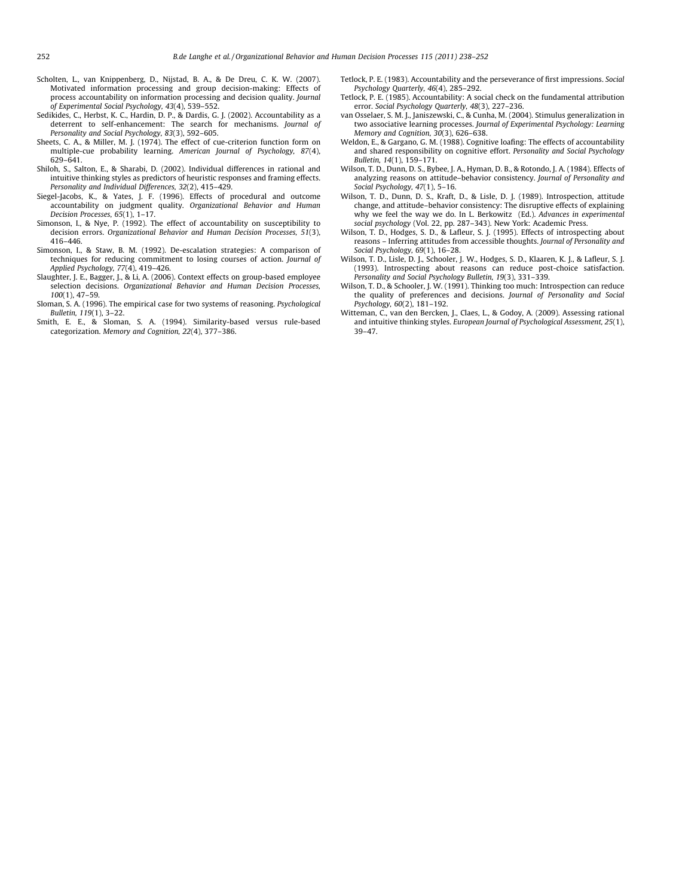Scholten, L., van Knippenberg, D., Nijstad, B. A., & De Dreu, C. K. W. (2007). Motivated information processing and group decision-making: Effects of process accountability on information processing and decision quality. *Journal of Experimental Social Psychology, 43*(4), 539–552.

Sedikides, C., Herbst, K. C., Hardin, D. P., & Dardis, G. J. (2002). Accountability as a deterrent to self-enhancement: The search for mechanisms. *Journal of Personality and Social Psychology, 83*(3), 592–605.

Sheets, C. A., & Miller, M. J. (1974). The effect of cue-criterion function form on multiple-cue probability learning. *American Journal of Psychology, 87*(4), 629–641.

Shiloh, S., Salton, E., & Sharabi, D. (2002). Individual differences in rational and intuitive thinking styles as predictors of heuristic responses and framing effects. *Personality and Individual Differences, 32*(2), 415–429.

Siegel-Jacobs, K., & Yates, J. F. (1996). Effects of procedural and outcome accountability on judgment quality. *Organizational Behavior and Human Decision Processes, 65*(1), 1–17.

Simonson, I., & Nye, P. (1992). The effect of accountability on susceptibility to decision errors. *Organizational Behavior and Human Decision Processes, 51*(3), 416–446.

Simonson, I., & Staw, B. M. (1992). De-escalation strategies: A comparison of techniques for reducing commitment to losing courses of action. *Journal of Applied Psychology, 77*(4), 419–426.

Slaughter, J. E., Bagger, J., & Li, A. (2006). Context effects on group-based employee selection decisions. *Organizational Behavior and Human Decision Processes, 100*(1), 47–59.

Sloman, S. A. (1996). The empirical case for two systems of reasoning. *Psychological Bulletin, 119*(1), 3–22.

Smith, E. E., & Sloman, S. A. (1994). Similarity-based versus rule-based categorization. *Memory and Cognition, 22*(4), 377–386.

Tetlock, P. E. (1983). Accountability and the perseverance of first impressions. *Social Psychology Quarterly, 46*(4), 285–292.

Tetlock, P. E. (1985). Accountability: A social check on the fundamental attribution error. *Social Psychology Quarterly, 48*(3), 227–236.

van Osselaer, S. M. J., Janiszewski, C., & Cunha, M. (2004). Stimulus generalization in two associative learning processes. *Journal of Experimental Psychology: Learning Memory and Cognition, 30*(3), 626–638.

Weldon, E., & Gargano, G. M. (1988). Cognitive loafing: The effects of accountability and shared responsibility on cognitive effort. *Personality and Social Psychology Bulletin, 14*(1), 159–171.

Wilson, T. D., Dunn, D. S., Bybee, J. A., Hyman, D. B., & Rotondo, J. A. (1984). Effects of analyzing reasons on attitude–behavior consistency. *Journal of Personality and Social Psychology, 47*(1), 5–16.

Wilson, T. D., Dunn, D. S., Kraft, D., & Lisle, D. J. (1989). Introspection, attitude change, and attitude–behavior consistency: The disruptive effects of explaining why we feel the way we do. In L. Berkowitz (Ed.). *Advances in experimental social psychology* (Vol. 22, pp. 287–343). New York: Academic Press.

Wilson, T. D., Hodges, S. D., & Lafleur, S. J. (1995). Effects of introspecting about reasons – Inferring attitudes from accessible thoughts. *Journal of Personality and Social Psychology, 69*(1), 16–28.

Wilson, T. D., Lisle, D. J., Schooler, J. W., Hodges, S. D., Klaaren, K. J., & Lafleur, S. J. (1993). Introspecting about reasons can reduce post-choice satisfaction. *Personality and Social Psychology Bulletin, 19*(3), 331–339.

Wilson, T. D., & Schooler, J. W. (1991). Thinking too much: Introspection can reduce the quality of preferences and decisions. *Journal of Personality and Social Psychology, 60*(2), 181–192.

Witteman, C., van den Bercken, J., Claes, L., & Godoy, A. (2009). Assessing rational and intuitive thinking styles. *European Journal of Psychological Assessment, 25*(1), 39–47.